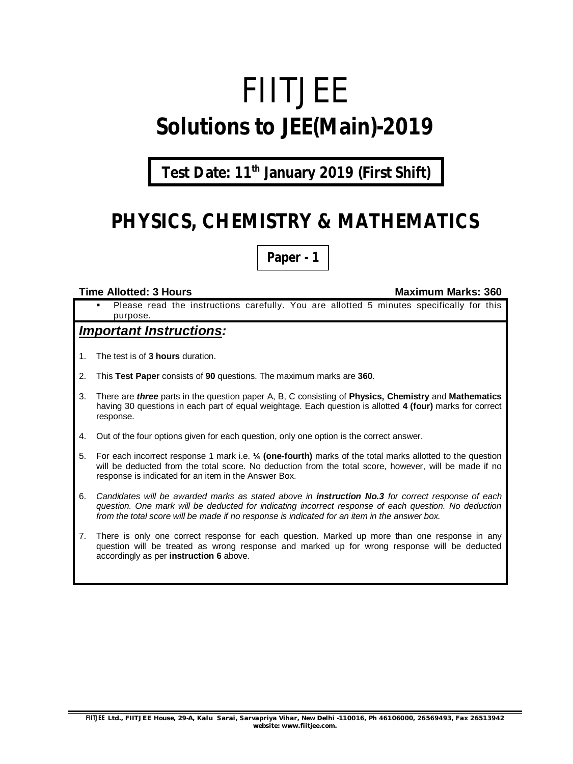# FIITJEE

# Solutions to JEE(Main)-2019

**Test Date: 11th January 2019 (First Shift)**

## PHYSICS, CHEMISTRY & MATHEMATICS

**Paper - 1**

**Time Allotted: 3 Hours** **Maximum Marks: 360**

- Please read the instructions carefully. You are allotted 5 minutes specifically for this purpose.

### ***Important Instructions:***

1. The test is of **3 hours** duration.
2. This **Test Paper** consists of **90** questions. The maximum marks are **360**.
3. There are ***three*** parts in the question paper A, B, C consisting of **Physics, Chemistry** and **Mathematics** having 30 questions in each part of equal weightage. Each question is allotted **4 (four)** marks for correct response.
4. Out of the four options given for each question, only one option is the correct answer.
5. For each incorrect response 1 mark i.e. **¼ (one-fourth)** marks of the total marks allotted to the question will be deducted from the total score. No deduction from the total score, however, will be made if no response is indicated for an item in the Answer Box.
6. *Candidates will be awarded marks as stated above in **instruction No.3** for correct response of each question. One mark will be deducted for indicating incorrect response of each question. No deduction from the total score will be made if no response is indicated for an item in the answer box.*
7. There is only one correct response for each question. Marked up more than one response in any question will be treated as wrong response and marked up for wrong response will be deducted accordingly as per **instruction 6** above.

FIITJEE Ltd., FIITJEE House, 29-A, Kalu Sarai, Sarvapriya Vihar, New Delhi -110016, Ph 46106000, 26569493, Fax 26513942
website: www.fiitjee.com.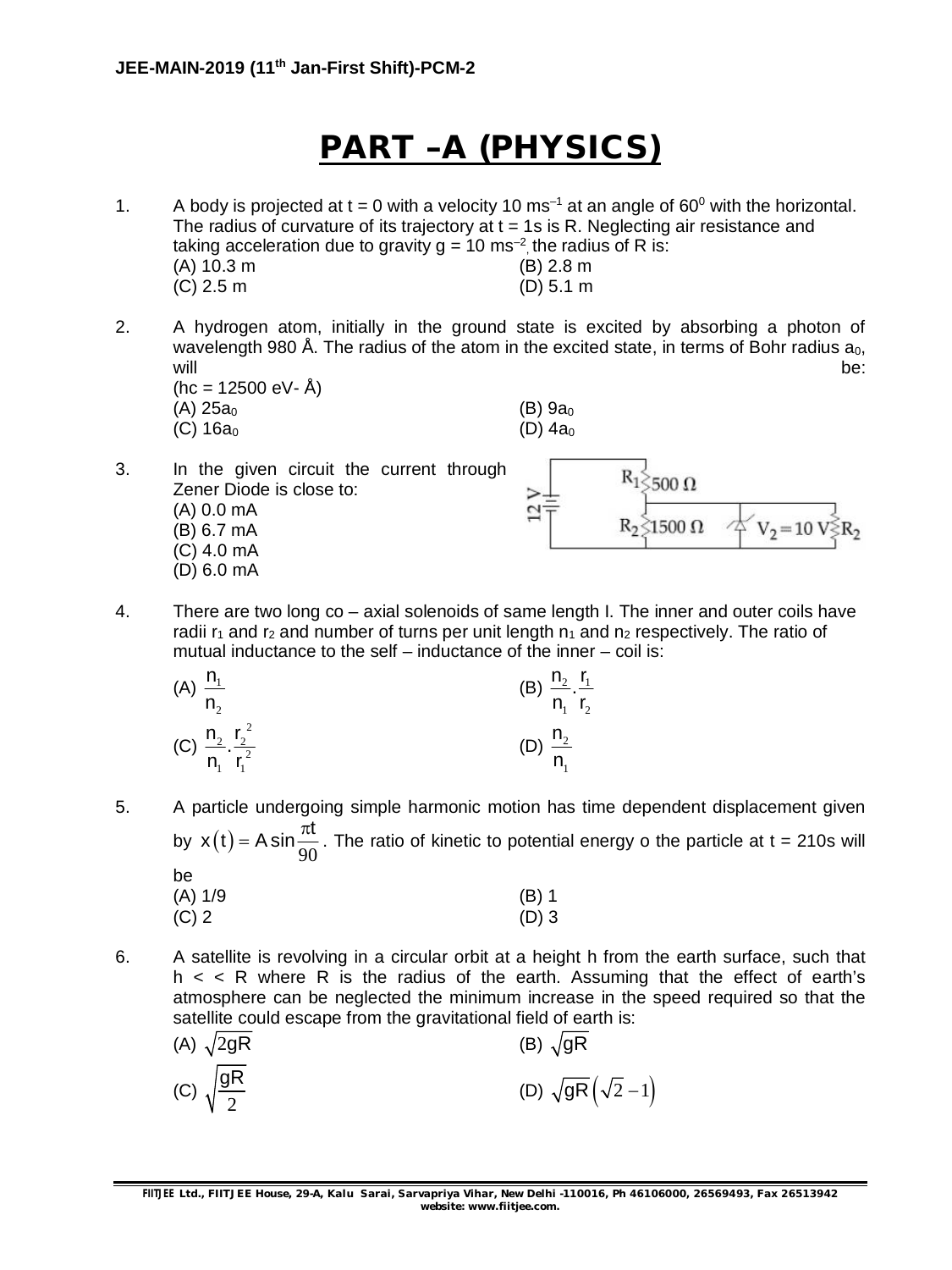# PART –A (PHYSICS)

1. A body is projected at t = 0 with a velocity 10 $ms^{-1}$ at an angle of $60^0$ with the horizontal. The radius of curvature of its trajectory at t = 1s is R. Neglecting air resistance and taking acceleration due to gravity g = 10 $ms^{-2}$, the radius of R is:

   (A) 10.3 m
   (B) 2.8 m
   (C) 2.5 m
   (D) 5.1 m

2. A hydrogen atom, initially in the ground state is excited by absorbing a photon of wavelength 980 Å. The radius of the atom in the excited state, in terms of Bohr radius $a_0$, will be:
   (hc = 12500 eV- Å)

   (A) $25a_0$
   (B) $9a_0$
   (C) $16a_0$
   (D) $4a_0$

3. In the given circuit the current through Zener Diode is close to:

   12 V; $R_1$ 500 Ω; $R_2$ 1500 Ω; $V_2 = 10$ V; $R_2$

   (A) 0.0 mA
   (B) 6.7 mA
   (C) 4.0 mA
   (D) 6.0 mA

4. There are two long co – axial solenoids of same length I. The inner and outer coils have radii $r_1$ and $r_2$ and number of turns per unit length $n_1$ and $n_2$ respectively. The ratio of mutual inductance to the self – inductance of the inner – coil is:

   (A) $\frac{n_1}{n_2}$
   (B) $\frac{n_2}{n_1}.\frac{r_1}{r_2}$
   (C) $\frac{n_2}{n_1}.\frac{r_2^2}{r_1^2}$
   (D) $\frac{n_2}{n_1}$

5. A particle undergoing simple harmonic motion has time dependent displacement given by $x(t) = A\sin\frac{\pi t}{90}$. The ratio of kinetic to potential energy o the particle at t = 210s will be

   (A) 1/9
   (B) 1
   (C) 2
   (D) 3

6. A satellite is revolving in a circular orbit at a height h from the earth surface, such that h < < R where R is the radius of the earth. Assuming that the effect of earth's atmosphere can be neglected the minimum increase in the speed required so that the satellite could escape from the gravitational field of earth is:

   (A) $\sqrt{2gR}$
   (B) $\sqrt{gR}$
   (C) $\sqrt{\frac{gR}{2}}$
   (D) $\sqrt{gR}\left(\sqrt{2}-1\right)$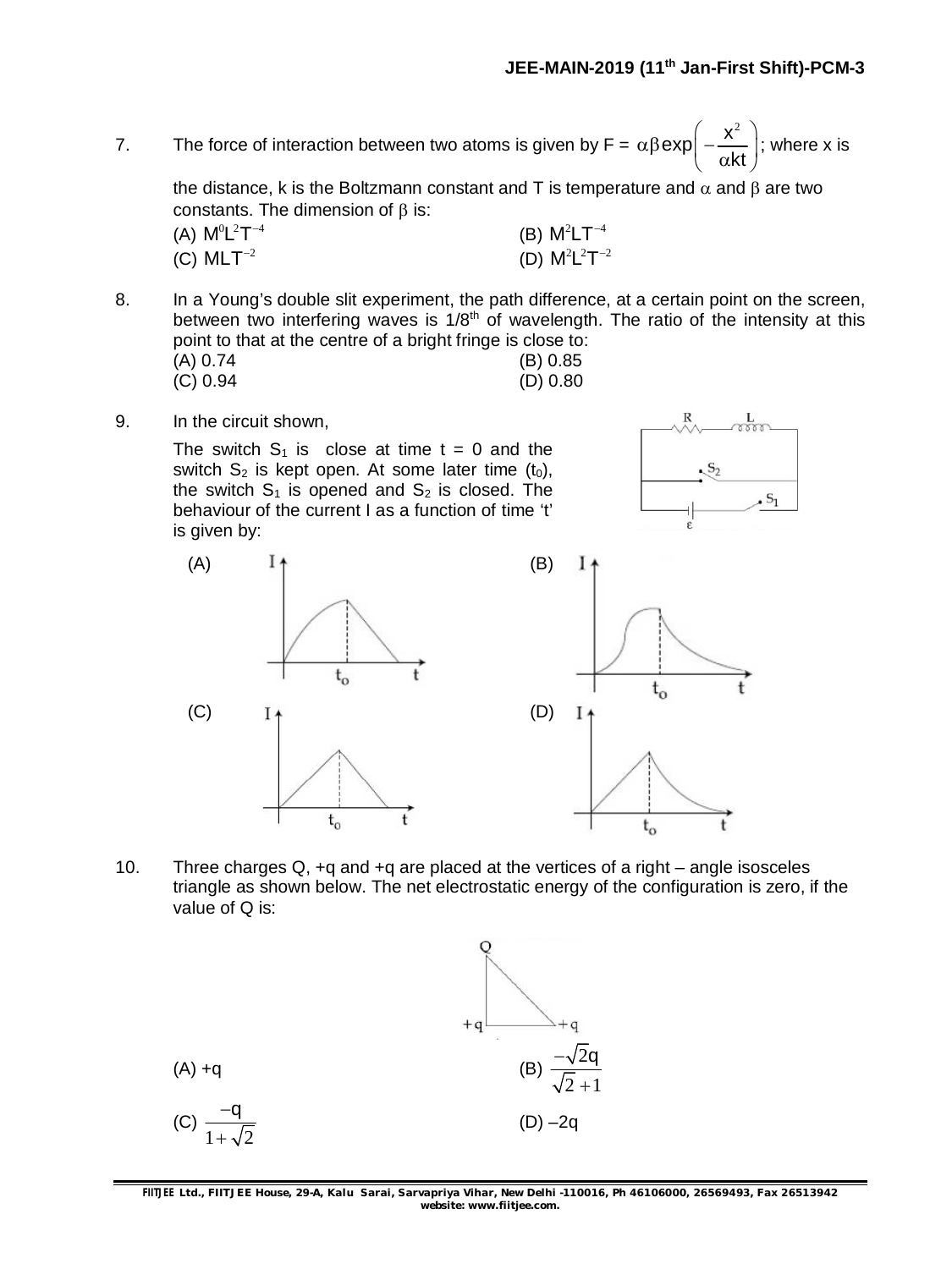7. The force of interaction between two atoms is given by $F = \alpha\beta \exp\left(-\frac{x^2}{\alpha kt}\right)$; where x is the distance, k is the Boltzmann constant and T is temperature and $\alpha$ and $\beta$ are two constants. The dimension of $\beta$ is:

(A) $M^0L^2T^{-4}$
(B) $M^2LT^{-4}$
(C) $MLT^{-2}$
(D) $M^2L^2T^{-2}$

8. In a Young's double slit experiment, the path difference, at a certain point on the screen, between two interfering waves is $1/8^{th}$ of wavelength. The ratio of the intensity at this point to that at the centre of a bright fringe is close to:

(A) 0.74
(B) 0.85
(C) 0.94
(D) 0.80

9. In the circuit shown,

The switch $S_1$ is close at time t = 0 and the switch $S_2$ is kept open. At some later time ($t_0$), the switch $S_1$ is opened and $S_2$ is closed. The behaviour of the current I as a function of time 't' is given by:

(A)
(B)
(C)
(D)

10. Three charges Q, +q and +q are placed at the vertices of a right – angle isosceles triangle as shown below. The net electrostatic energy of the configuration is zero, if the value of Q is:

(A) +q
(B) $\frac{-\sqrt{2}q}{\sqrt{2}+1}$
(C) $\frac{-q}{1+\sqrt{2}}$
(D) –2q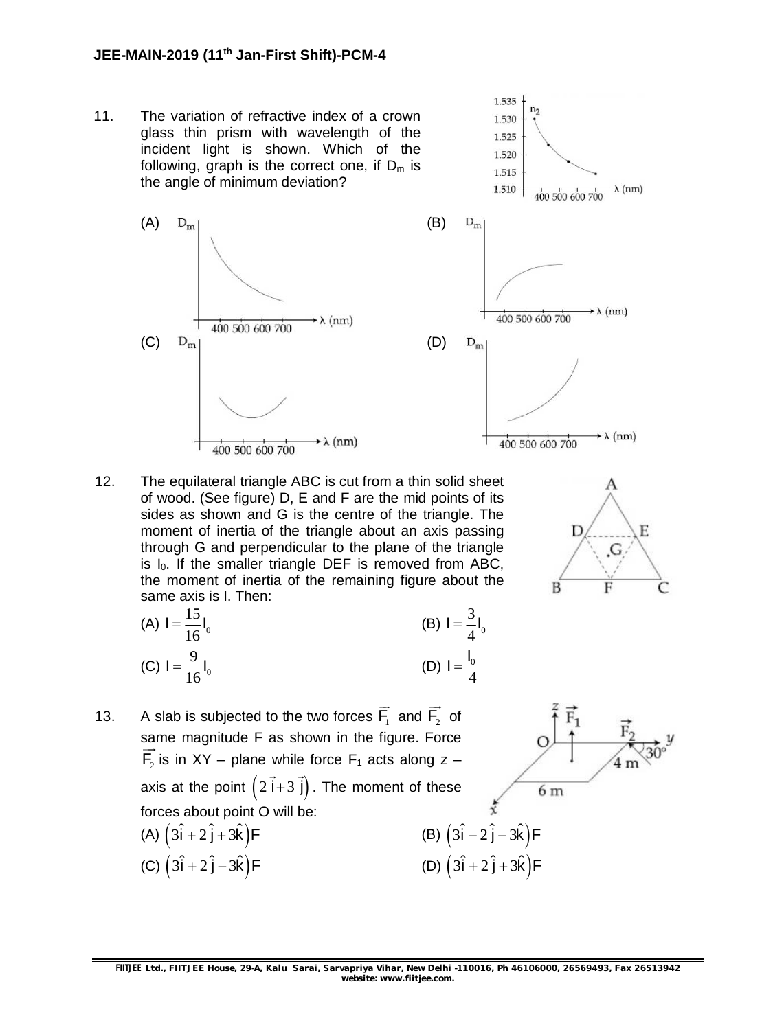11. The variation of refractive index of a crown glass thin prism with wavelength of the incident light is shown. Which of the following, graph is the correct one, if $D_m$ is the angle of minimum deviation?

(A) (B) (C) (D)

12. The equilateral triangle ABC is cut from a thin solid sheet of wood. (See figure) D, E and F are the mid points of its sides as shown and G is the centre of the triangle. The moment of inertia of the triangle about an axis passing through G and perpendicular to the plane of the triangle is $I_0$. If the smaller triangle DEF is removed from ABC, the moment of inertia of the remaining figure about the same axis is I. Then:

(A) $I = \frac{15}{16}I_0$ (B) $I = \frac{3}{4}I_0$

(C) $I = \frac{9}{16}I_0$ (D) $I = \frac{I_0}{4}$

13. A slab is subjected to the two forces $\vec{F_1}$ and $\vec{F_2}$ of same magnitude F as shown in the figure. Force $\vec{F_2}$ is in XY – plane while force $F_1$ acts along z – axis at the point $\left(2\vec{i}+3\vec{j}\right)$. The moment of these forces about point O will be:

(A) $\left(3\hat{i}+2\hat{j}+3\hat{k}\right)F$ (B) $\left(3\hat{i}-2\hat{j}-3\hat{k}\right)F$

(C) $\left(3\hat{i}+2\hat{j}-3\hat{k}\right)F$ (D) $\left(3\hat{i}+2\hat{j}+3\hat{k}\right)F$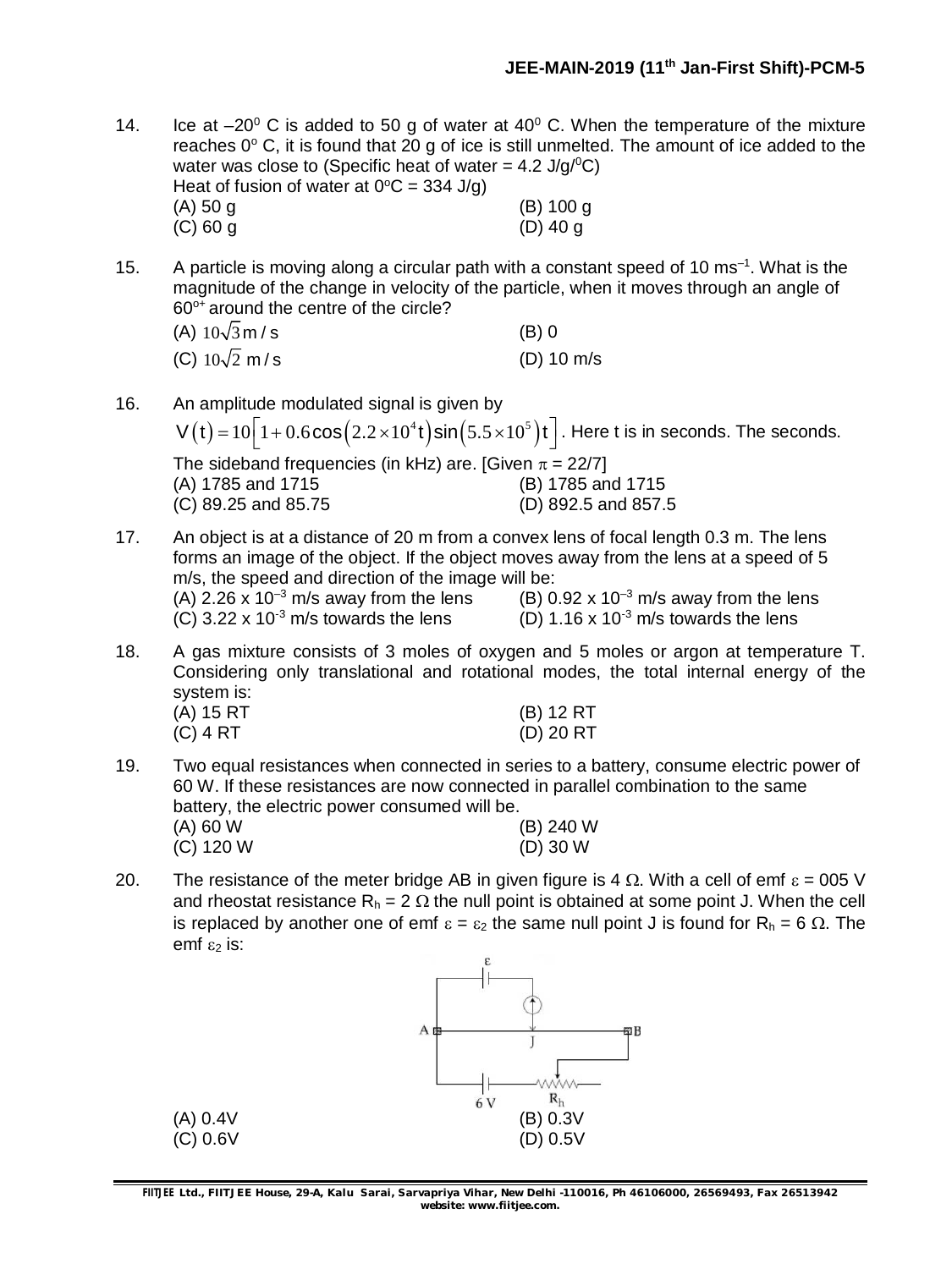14. Ice at $-20^0$ C is added to 50 g of water at $40^0$ C. When the temperature of the mixture reaches $0^o$ C, it is found that 20 g of ice is still unmelted. The amount of ice added to the water was close to (Specific heat of water = 4.2 J/g/$^0$C)
Heat of fusion of water at $0^o$C = 334 J/g)
(A) 50 g (B) 100 g
(C) 60 g (D) 40 g

15. A particle is moving along a circular path with a constant speed of 10 ms$^{-1}$. What is the magnitude of the change in velocity of the particle, when it moves through an angle of $60^{o+}$ around the centre of the circle?
(A) $10\sqrt{3}$ m / s (B) 0
(C) $10\sqrt{2}$ m / s (D) 10 m/s

16. An amplitude modulated signal is given by
$V(t) = 10\left[1 + 0.6\cos\left(2.2\times10^4 t\right)\sin\left(5.5\times10^5\right)t\right]$. Here t is in seconds. The seconds.
The sideband frequencies (in kHz) are. [Given $\pi$ = 22/7]
(A) 1785 and 1715 (B) 1785 and 1715
(C) 89.25 and 85.75 (D) 892.5 and 857.5

17. An object is at a distance of 20 m from a convex lens of focal length 0.3 m. The lens forms an image of the object. If the object moves away from the lens at a speed of 5 m/s, the speed and direction of the image will be:
(A) 2.26 x $10^{-3}$ m/s away from the lens (B) 0.92 x $10^{-3}$ m/s away from the lens
(C) 3.22 x $10^{-3}$ m/s towards the lens (D) 1.16 x $10^{-3}$ m/s towards the lens

18. A gas mixture consists of 3 moles of oxygen and 5 moles or argon at temperature T. Considering only translational and rotational modes, the total internal energy of the system is:
(A) 15 RT (B) 12 RT
(C) 4 RT (D) 20 RT

19. Two equal resistances when connected in series to a battery, consume electric power of 60 W. If these resistances are now connected in parallel combination to the same battery, the electric power consumed will be.
(A) 60 W (B) 240 W
(C) 120 W (D) 30 W

20. The resistance of the meter bridge AB in given figure is 4 $\Omega$. With a cell of emf $\varepsilon$ = 005 V and rheostat resistance $R_h$ = 2 $\Omega$ the null point is obtained at some point J. When the cell is replaced by another one of emf $\varepsilon = \varepsilon_2$ the same null point J is found for $R_h$ = 6 $\Omega$. The emf $\varepsilon_2$ is:
(A) 0.4V (B) 0.3V
(C) 0.6V (D) 0.5V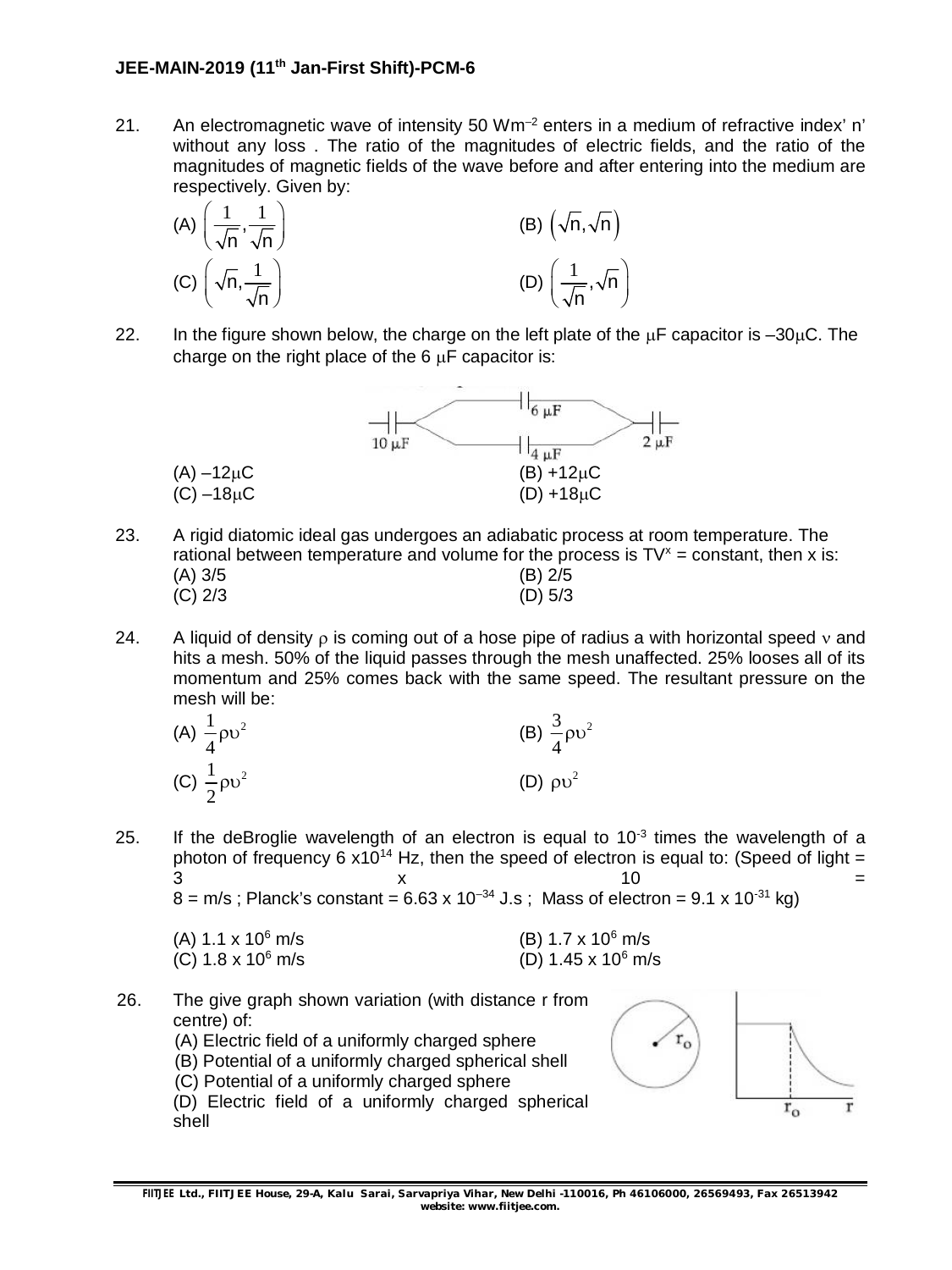21. An electromagnetic wave of intensity 50 $Wm^{-2}$ enters in a medium of refractive index' n' without any loss . The ratio of the magnitudes of electric fields, and the ratio of the magnitudes of magnetic fields of the wave before and after entering into the medium are respectively. Given by:

(A) $\left(\frac{1}{\sqrt{n}}, \frac{1}{\sqrt{n}}\right)$ (B) $\left(\sqrt{n}, \sqrt{n}\right)$

(C) $\left(\sqrt{n}, \frac{1}{\sqrt{n}}\right)$ (D) $\left(\frac{1}{\sqrt{n}}, \sqrt{n}\right)$

22. In the figure shown below, the charge on the left plate of the μF capacitor is –30μC. The charge on the right place of the 6 μF capacitor is:

(A) –12μC (B) +12μC

(C) –18μC (D) +18μC

23. A rigid diatomic ideal gas undergoes an adiabatic process at room temperature. The rational between temperature and volume for the process is $TV^x$ = constant, then x is:

(A) 3/5 (B) 2/5

(C) 2/3 (D) 5/3

24. A liquid of density ρ is coming out of a hose pipe of radius a with horizontal speed ν and hits a mesh. 50% of the liquid passes through the mesh unaffected. 25% looses all of its momentum and 25% comes back with the same speed. The resultant pressure on the mesh will be:

(A) $\frac{1}{4}\rho\upsilon^2$ (B) $\frac{3}{4}\rho\upsilon^2$

(C) $\frac{1}{2}\rho\upsilon^2$ (D) $\rho\upsilon^2$

25. If the deBroglie wavelength of an electron is equal to $10^{-3}$ times the wavelength of a photon of frequency 6 x$10^{14}$ Hz, then the speed of electron is equal to: (Speed of light = 3 x 10 = 8 = m/s ; Planck's constant = 6.63 x $10^{-34}$ J.s ; Mass of electron = 9.1 x $10^{-31}$ kg)

(A) 1.1 x $10^6$ m/s (B) 1.7 x $10^6$ m/s

(C) 1.8 x $10^6$ m/s (D) 1.45 x $10^6$ m/s

26. The give graph shown variation (with distance r from centre) of:

(A) Electric field of a uniformly charged sphere

(B) Potential of a uniformly charged spherical shell

(C) Potential of a uniformly charged sphere

(D) Electric field of a uniformly charged spherical shell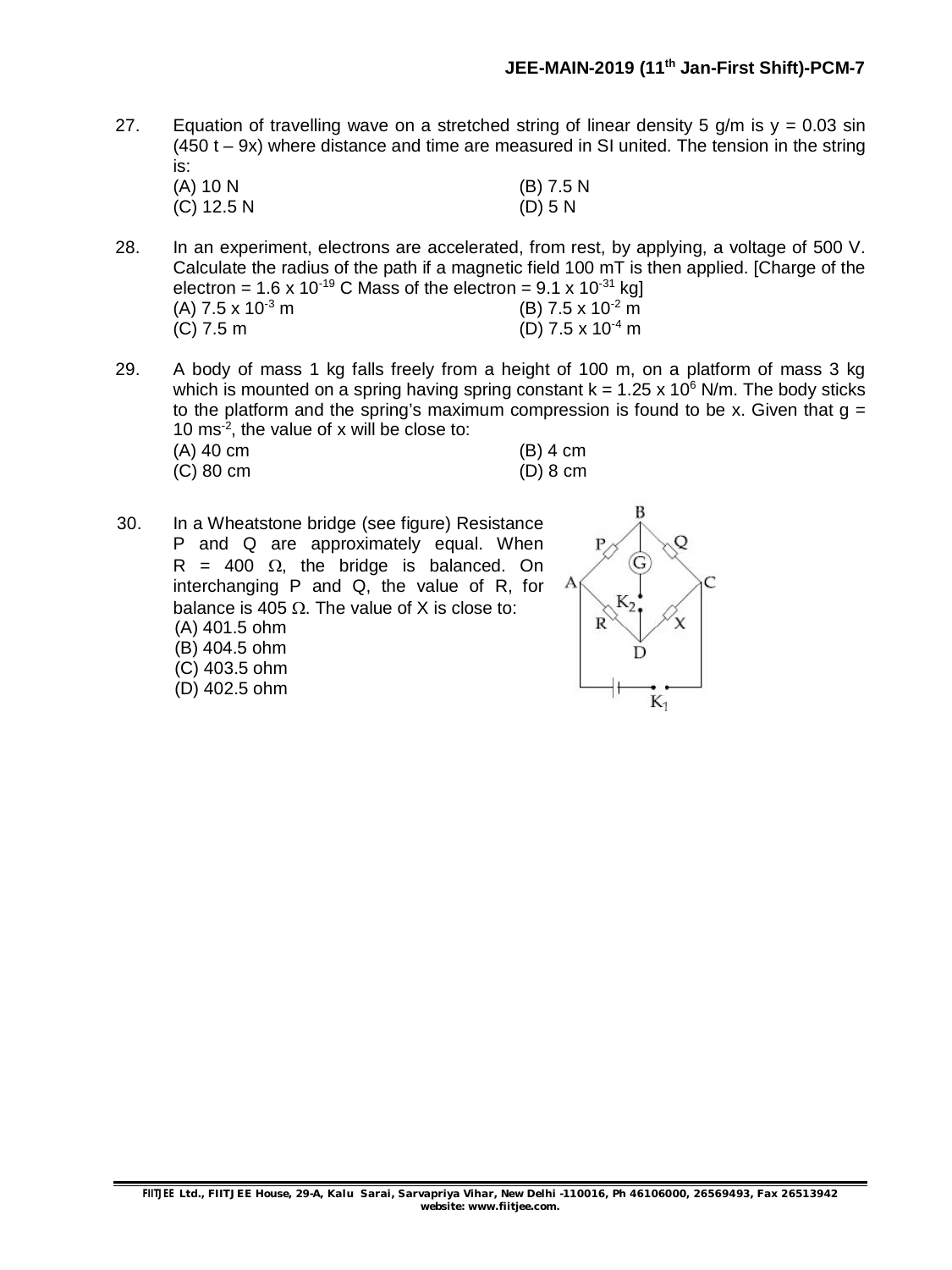27. Equation of travelling wave on a stretched string of linear density 5 g/m is y = 0.03 sin (450 t – 9x) where distance and time are measured in SI united. The tension in the string is:

(A) 10 N  
(B) 7.5 N  
(C) 12.5 N  
(D) 5 N

28. In an experiment, electrons are accelerated, from rest, by applying, a voltage of 500 V. Calculate the radius of the path if a magnetic field 100 mT is then applied. [Charge of the electron = $1.6 \times 10^{-19}$ C Mass of the electron = $9.1 \times 10^{-31}$ kg]

(A) $7.5 \times 10^{-3}$ m  
(B) $7.5 \times 10^{-2}$ m  
(C) 7.5 m  
(D) $7.5 \times 10^{-4}$ m

29. A body of mass 1 kg falls freely from a height of 100 m, on a platform of mass 3 kg which is mounted on a spring having spring constant $k = 1.25 \times 10^{6}$ N/m. The body sticks to the platform and the spring's maximum compression is found to be x. Given that g = 10 $ms^{-2}$, the value of x will be close to:

(A) 40 cm  
(B) 4 cm  
(C) 80 cm  
(D) 8 cm

30. In a Wheatstone bridge (see figure) Resistance P and Q are approximately equal. When R = 400 Ω, the bridge is balanced. On interchanging P and Q, the value of R, for balance is 405 Ω. The value of X is close to:

(A) 401.5 ohm  
(B) 404.5 ohm  
(C) 403.5 ohm  
(D) 402.5 ohm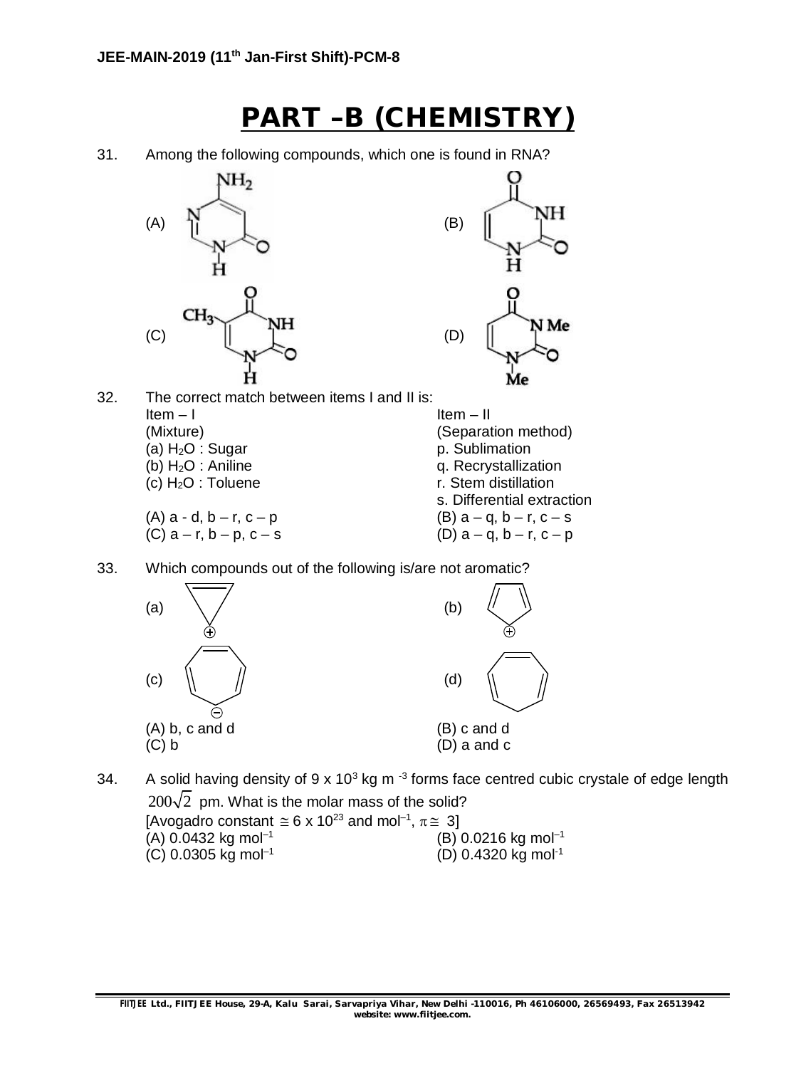# PART –B (CHEMISTRY)

31. Among the following compounds, which one is found in RNA?

(A) (B) (C) (D)

32. The correct match between items I and II is:

| Item – I (Mixture) | Item – II (Separation method) |
|---|---|
| (a) $H_2O$ : Sugar | p. Sublimation |
| (b) $H_2O$ : Aniline | q. Recrystallization |
| (c) $H_2O$ : Toluene | r. Stem distillation |
| | s. Differential extraction |

(A) a - d, b – r, c – p
(B) a – q, b – r, c – s
(C) a – r, b – p, c – s
(D) a – q, b – r, c – p

33. Which compounds out of the following is/are not aromatic?

(a) (b)

(c) (d)

(A) b, c and d
(B) c and d
(C) b
(D) a and c

34. A solid having density of $9 \times 10^3$ kg m $^{-3}$ forms face centred cubic crystale of edge length $200\sqrt{2}$ pm. What is the molar mass of the solid?
[Avogadro constant $\cong 6 \times 10^{23}$ and mol$^{-1}$, $\pi \cong 3$]

(A) 0.0432 kg mol$^{-1}$
(B) 0.0216 kg mol$^{-1}$
(C) 0.0305 kg mol$^{-1}$
(D) 0.4320 kg mol$^{-1}$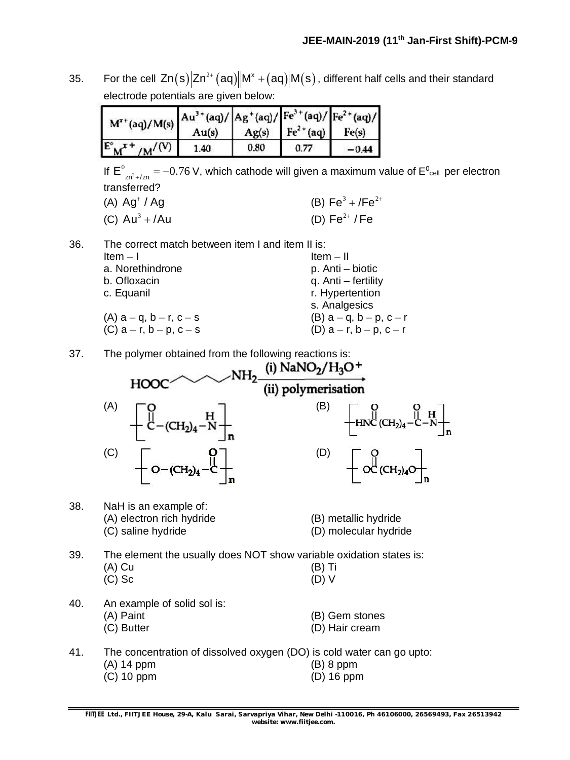35. For the cell $Zn(s)\left|Zn^{2+}(aq)\right|\left|M^{x}+(aq)\right|M(s)$, different half cells and their standard electrode potentials are given below:

| $M^{x+}(aq)/M(s)$ | $Au^{3+}(aq)/Au(s)$ | $Ag^{+}(aq)/Ag(s)$ | $Fe^{3+}(aq)/Fe^{2+}(aq)$ | $Fe^{2+}(aq)/Fe(s)$ |
|---|---|---|---|---|
| $E^{\circ}_{M^{x+}/M}(V)$ | 1.40 | 0.80 | 0.77 | −0.44 |

If $E^{0}_{zn^{2}+/zn} = -0.76$ V, which cathode will given a maximum value of $E^{0}_{cell}$ per electron transferred?

(A) $Ag^{+}$ / Ag
(B) $Fe^{3}+/Fe^{2+}$
(C) $Au^{3}+/Au$
(D) $Fe^{2+}/Fe$

36. The correct match between item I and item II is:

| Item – I | Item – II |
|---|---|
| a. Norethindrone | p. Anti – biotic |
| b. Ofloxacin | q. Anti – fertility |
| c. Equanil | r. Hypertention |
| | s. Analgesics |

(A) a – q, b – r, c – s
(B) a – q, b – p, c – r
(C) a – r, b – p, c – s
(D) a – r, b – p, c – r

37. The polymer obtained from the following reactions is:

$$HOOC\text{/\/\/\/}NH_2 \xrightarrow[\text{(ii) polymerisation}]{\text{(i) } NaNO_2/H_3O^+}$$

(A) $\left[ \overset{O}{\overset{\|}{C}}-(CH_2)_4-\overset{H}{N} \right]_n$
(B) $\left[ HN\overset{O}{\overset{\|}{C}}(CH_2)_4-\overset{O}{\overset{\|}{C}}-\overset{H}{N} \right]_n$
(C) $\left[ O-(CH_2)_4-\overset{O}{\overset{\|}{C}} \right]_n$
(D) $\left[ O\overset{O}{\overset{\|}{C}}(CH_2)_4O \right]_n$

38. NaH is an example of:

(A) electron rich hydride
(B) metallic hydride
(C) saline hydride
(D) molecular hydride

39. The element the usually does NOT show variable oxidation states is:

(A) Cu
(B) Ti
(C) Sc
(D) V

40. An example of solid sol is:

(A) Paint
(B) Gem stones
(C) Butter
(D) Hair cream

41. The concentration of dissolved oxygen (DO) is cold water can go upto:

(A) 14 ppm
(B) 8 ppm
(C) 10 ppm
(D) 16 ppm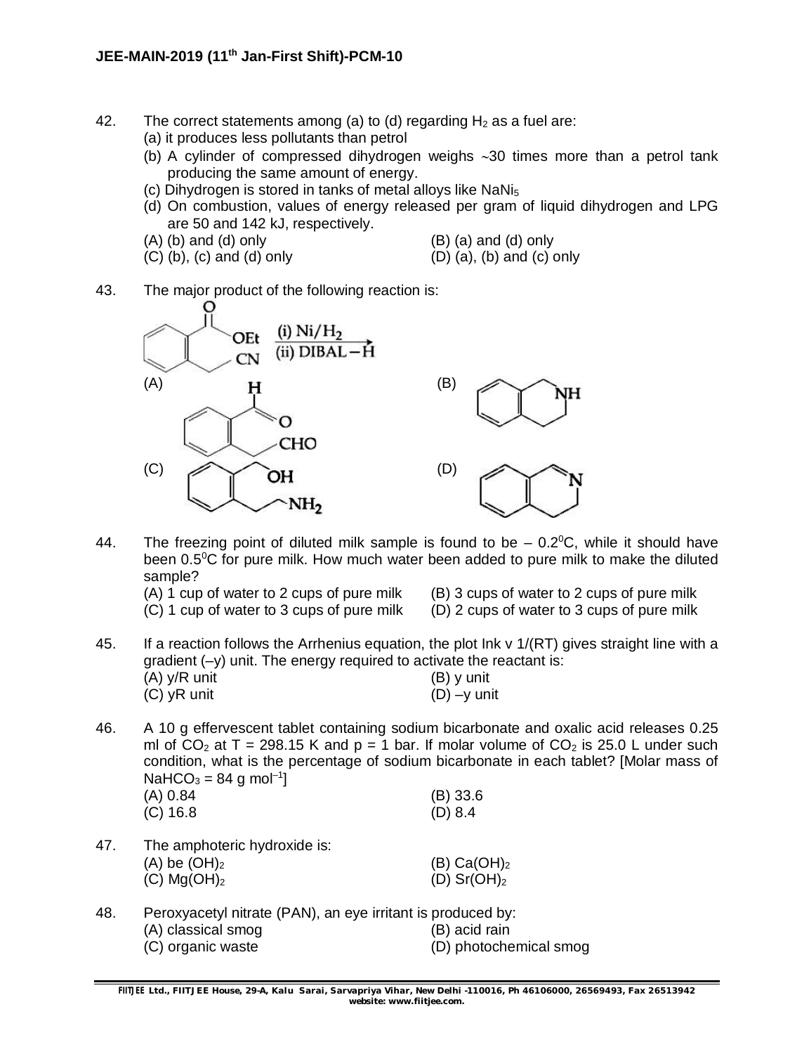42. The correct statements among (a) to (d) regarding $H_2$ as a fuel are:
   (a) it produces less pollutants than petrol
   (b) A cylinder of compressed dihydrogen weighs ~30 times more than a petrol tank producing the same amount of energy.
   (c) Dihydrogen is stored in tanks of metal alloys like $NaNi_5$
   (d) On combustion, values of energy released per gram of liquid dihydrogen and LPG are 50 and 142 kJ, respectively.

   (A) (b) and (d) only (B) (a) and (d) only
   (C) (b), (c) and (d) only (D) (a), (b) and (c) only

43. The major product of the following reaction is:

   (Ethyl 2-(cyanomethyl)benzoate) $\xrightarrow[\text{(ii) DIBAL-H}]{\text{(i) Ni/H}_2}$

   (A) 2-(formylmethyl)benzaldehyde (CHO and $CH_2CHO$ on benzene ring)
   (B) 1,2,3,4-tetrahydroisoquinoline (benzene fused ring with NH)
   (C) benzene ring with $CH_2OH$ and $CH_2CH_2NH_2$
   (D) 3,4-dihydroisoquinoline (benzene fused ring with C=N)

44. The freezing point of diluted milk sample is found to be $-0.2^0C$, while it should have been $0.5^0C$ for pure milk. How much water been added to pure milk to make the diluted sample?

   (A) 1 cup of water to 2 cups of pure milk (B) 3 cups of water to 2 cups of pure milk
   (C) 1 cup of water to 3 cups of pure milk (D) 2 cups of water to 3 cups of pure milk

45. If a reaction follows the Arrhenius equation, the plot lnk v 1/(RT) gives straight line with a gradient (–y) unit. The energy required to activate the reactant is:

   (A) y/R unit (B) y unit
   (C) yR unit (D) –y unit

46. A 10 g effervescent tablet containing sodium bicarbonate and oxalic acid releases 0.25 ml of $CO_2$ at T = 298.15 K and p = 1 bar. If molar volume of $CO_2$ is 25.0 L under such condition, what is the percentage of sodium bicarbonate in each tablet? [Molar mass of $NaHCO_3$ = 84 g $mol^{-1}$]

   (A) 0.84 (B) 33.6
   (C) 16.8 (D) 8.4

47. The amphoteric hydroxide is:

   (A) be $(OH)_2$ (B) $Ca(OH)_2$
   (C) $Mg(OH)_2$ (D) $Sr(OH)_2$

48. Peroxyacetyl nitrate (PAN), an eye irritant is produced by:

   (A) classical smog (B) acid rain
   (C) organic waste (D) photochemical smog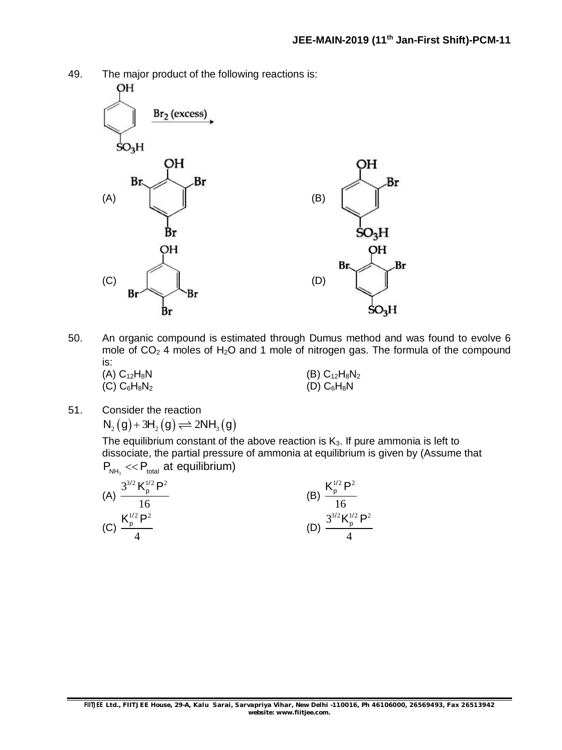49. The major product of the following reactions is:

(A)
(B)
(C)
(D)

50. An organic compound is estimated through Dumus method and was found to evolve 6 mole of $CO_2$ 4 moles of $H_2O$ and 1 mole of nitrogen gas. The formula of the compound is:

(A) $C_{12}H_8N$
(B) $C_{12}H_8N_2$
(C) $C_6H_8N_2$
(D) $C_6H_8N$

51. Consider the reaction

$$N_2(g) + 3H_2(g) \rightleftharpoons 2NH_3(g)$$

The equilibrium constant of the above reaction is $K_3$. If pure ammonia is left to dissociate, the partial pressure of ammonia at equilibrium is given by (Assume that $P_{NH_3} << P_{total}$ at equilibrium)

(A) $\frac{3^{3/2} K_p^{1/2} P^2}{16}$
(B) $\frac{K_p^{1/2} P^2}{16}$
(C) $\frac{K_p^{1/2} P^2}{4}$
(D) $\frac{3^{3/2} K_p^{1/2} P^2}{4}$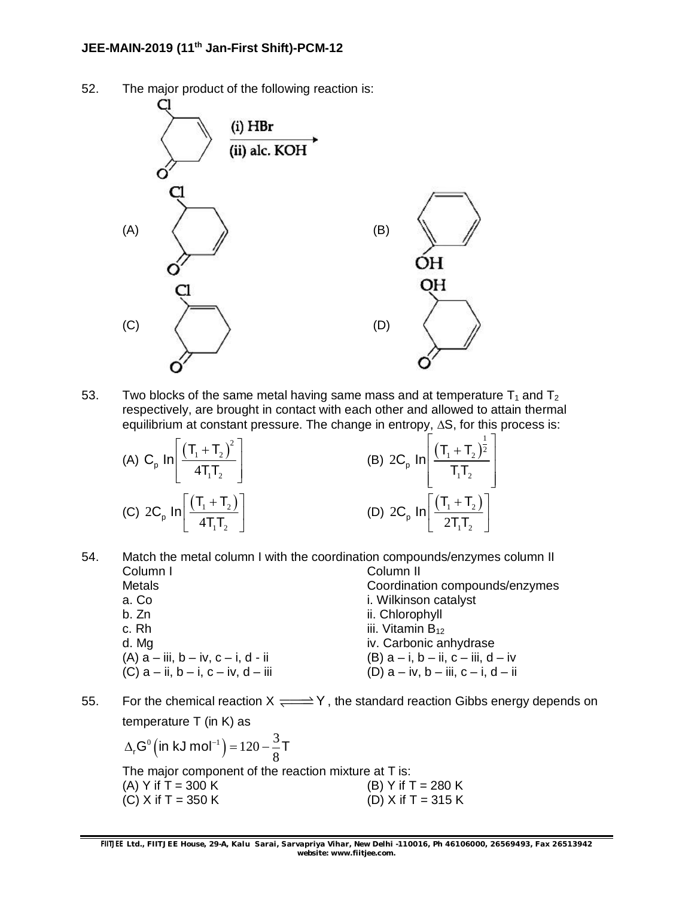52. The major product of the following reaction is:

(i) HBr
(ii) alc. KOH

(A)

(B)

(C)

(D)

53. Two blocks of the same metal having same mass and at temperature $T_1$ and $T_2$ respectively, are brought in contact with each other and allowed to attain thermal equilibrium at constant pressure. The change in entropy, $\Delta S$, for this process is:

(A) $C_p \ln\left[\frac{(T_1+T_2)^2}{4T_1T_2}\right]$  (B) $2C_p \ln\left[\frac{(T_1+T_2)^{\frac{1}{2}}}{T_1T_2}\right]$

(C) $2C_p \ln\left[\frac{(T_1+T_2)}{4T_1T_2}\right]$  (D) $2C_p \ln\left[\frac{(T_1+T_2)}{2T_1T_2}\right]$

54. Match the metal column I with the coordination compounds/enzymes column II

| Column I | Column II |
|---|---|
| Metals | Coordination compounds/enzymes |
| a. Co | i. Wilkinson catalyst |
| b. Zn | ii. Chlorophyll |
| c. Rh | iii. Vitamin $B_{12}$ |
| d. Mg | iv. Carbonic anhydrase |

(A) a – iii, b – iv, c – i, d - ii  (B) a – i, b – ii, c – iii, d – iv
(C) a – ii, b – i, c – iv, d – iii  (D) a – iv, b – iii, c – i, d – ii

55. For the chemical reaction $X \rightleftharpoons Y$, the standard reaction Gibbs energy depends on temperature T (in K) as

$$\Delta_r G^0 \left(\text{in kJ mol}^{-1}\right) = 120 - \frac{3}{8}T$$

The major component of the reaction mixture at T is:

(A) Y if T = 300 K  (B) Y if T = 280 K
(C) X if T = 350 K  (D) X if T = 315 K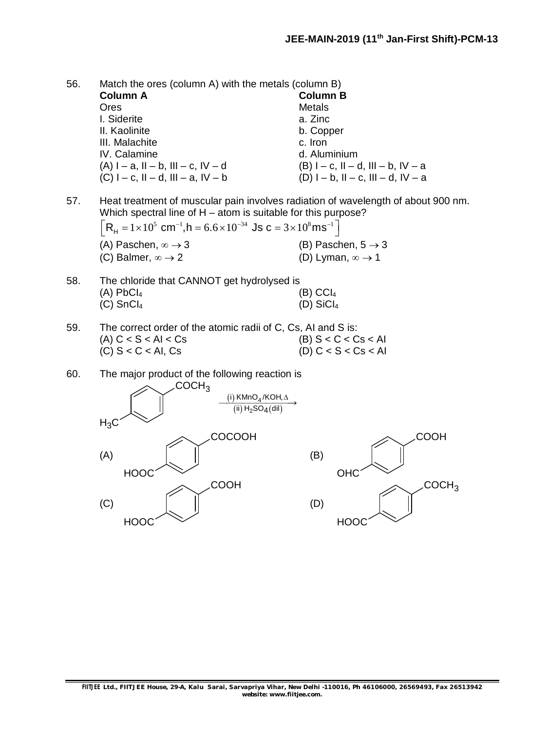56. Match the ores (column A) with the metals (column B)

| **Column A** | **Column B** |
|---|---|
| Ores | Metals |
| I. Siderite | a. Zinc |
| II. Kaolinite | b. Copper |
| III. Malachite | c. Iron |
| IV. Calamine | d. Aluminium |

(A) I – a, II – b, III – c, IV – d (B) I – c, II – d, III – b, IV – a
(C) I – c, II – d, III – a, IV – b (D) I – b, II – c, III – d, IV – a

57. Heat treatment of muscular pain involves radiation of wavelength of about 900 nm. Which spectral line of H – atom is suitable for this purpose?
$\left[R_H = 1\times10^5 \text{ cm}^{-1}, h = 6.6\times10^{-34} \text{ Js } c = 3\times10^8 \text{ms}^{-1}\right]$
(A) Paschen, $\infty \to 3$ (B) Paschen, $5 \to 3$
(C) Balmer, $\infty \to 2$ (D) Lyman, $\infty \to 1$

58. The chloride that CANNOT get hydrolysed is
(A) $PbCl_4$ (B) $CCl_4$
(C) $SnCl_4$ (D) $SiCl_4$

59. The correct order of the atomic radii of C, Cs, Al and S is:
(A) C < S < Al < Cs (B) S < C < Cs < Al
(C) S < C < Al, Cs (D) C < S < Cs < Al

60. The major product of the following reaction is

$H_3C-C_6H_4-COCH_3$ (para) $\xrightarrow[\text{(ii) } H_2SO_4\text{(dil)}]{\text{(i) } KMnO_4/KOH, \Delta}$

(A) $HOOC-C_6H_4-COCOOH$ (para)
(B) $OHC-C_6H_4-COOH$ (para)
(C) $HOOC-C_6H_4-COOH$ (para)
(D) $HOOC-C_6H_4-COCH_3$ (para)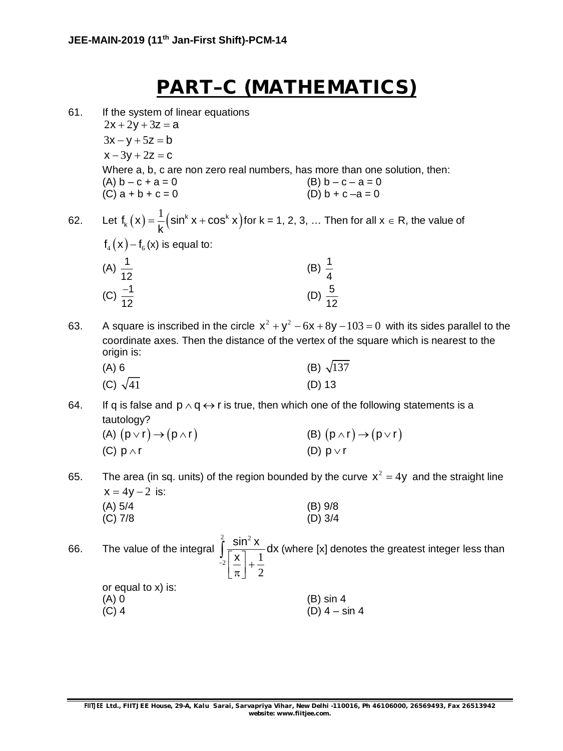# PART–C (MATHEMATICS)

61. If the system of linear equations

$2x + 2y + 3z = a$

$3x - y + 5z = b$

$x - 3y + 2z = c$

Where a, b, c are non zero real numbers, has more than one solution, then:

(A) $b - c + a = 0$ (B) $b - c - a = 0$
(C) $a + b + c = 0$ (D) $b + c - a = 0$

62. Let $f_k(x) = \frac{1}{k}\left(\sin^k x + \cos^k x\right)$ for k = 1, 2, 3, … Then for all $x \in R$, the value of $f_4(x) - f_6(x)$ is equal to:

(A) $\frac{1}{12}$ (B) $\frac{1}{4}$
(C) $\frac{-1}{12}$ (D) $\frac{5}{12}$

63. A square is inscribed in the circle $x^2 + y^2 - 6x + 8y - 103 = 0$ with its sides parallel to the coordinate axes. Then the distance of the vertex of the square which is nearest to the origin is:

(A) 6 (B) $\sqrt{137}$
(C) $\sqrt{41}$ (D) 13

64. If q is false and $p \wedge q \leftrightarrow r$ is true, then which one of the following statements is a tautology?

(A) $(p \vee r) \rightarrow (p \wedge r)$ (B) $(p \wedge r) \rightarrow (p \vee r)$
(C) $p \wedge r$ (D) $p \vee r$

65. The area (in sq. units) of the region bounded by the curve $x^2 = 4y$ and the straight line $x = 4y - 2$ is:

(A) 5/4 (B) 9/8
(C) 7/8 (D) 3/4

66. The value of the integral $\int_{-2}^{2} \frac{\sin^2 x}{\left[\frac{x}{\pi}\right] + \frac{1}{2}} dx$ (where [x] denotes the greatest integer less than or equal to x) is:

(A) 0 (B) sin 4
(C) 4 (D) 4 – sin 4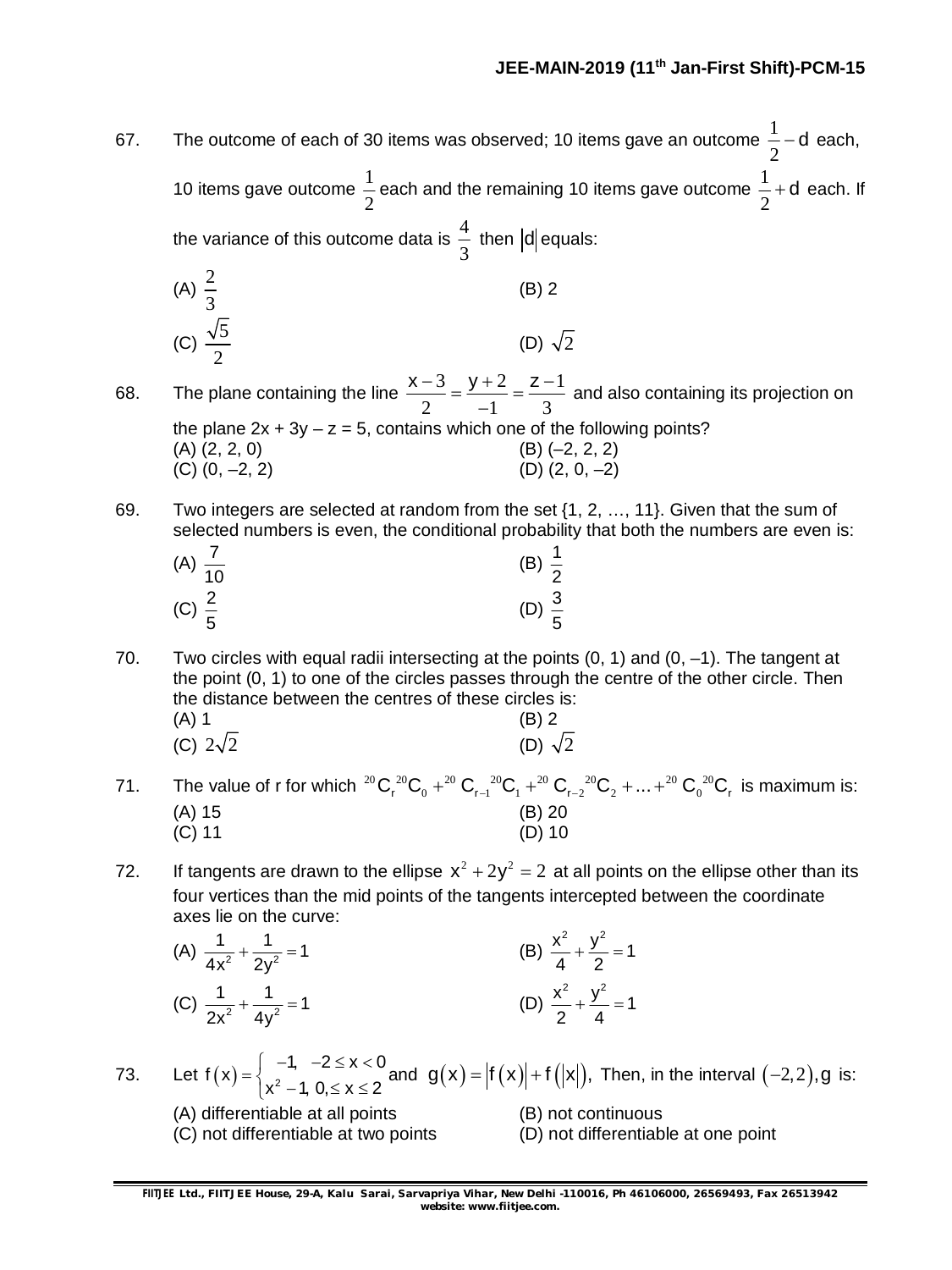67. The outcome of each of 30 items was observed; 10 items gave an outcome $\frac{1}{2} - d$ each, 10 items gave outcome $\frac{1}{2}$ each and the remaining 10 items gave outcome $\frac{1}{2} + d$ each. If the variance of this outcome data is $\frac{4}{3}$ then $|d|$ equals:

(A) $\frac{2}{3}$ (B) 2

(C) $\frac{\sqrt{5}}{2}$ (D) $\sqrt{2}$

68. The plane containing the line $\frac{x-3}{2} = \frac{y+2}{-1} = \frac{z-1}{3}$ and also containing its projection on the plane $2x + 3y - z = 5$, contains which one of the following points?

(A) (2, 2, 0) (B) (–2, 2, 2)

(C) (0, –2, 2) (D) (2, 0, –2)

69. Two integers are selected at random from the set {1, 2, …, 11}. Given that the sum of selected numbers is even, the conditional probability that both the numbers are even is:

(A) $\frac{7}{10}$ (B) $\frac{1}{2}$

(C) $\frac{2}{5}$ (D) $\frac{3}{5}$

70. Two circles with equal radii intersecting at the points (0, 1) and (0, –1). The tangent at the point (0, 1) to one of the circles passes through the centre of the other circle. Then the distance between the centres of these circles is:

(A) 1 (B) 2

(C) $2\sqrt{2}$ (D) $\sqrt{2}$

71. The value of r for which ${}^{20}C_r\,{}^{20}C_0 + {}^{20}C_{r-1}\,{}^{20}C_1 + {}^{20}C_{r-2}\,{}^{20}C_2 + \ldots + {}^{20}C_0\,{}^{20}C_r$ is maximum is:

(A) 15 (B) 20

(C) 11 (D) 10

72. If tangents are drawn to the ellipse $x^2 + 2y^2 = 2$ at all points on the ellipse other than its four vertices than the mid points of the tangents intercepted between the coordinate axes lie on the curve:

(A) $\frac{1}{4x^2} + \frac{1}{2y^2} = 1$ (B) $\frac{x^2}{4} + \frac{y^2}{2} = 1$

(C) $\frac{1}{2x^2} + \frac{1}{4y^2} = 1$ (D) $\frac{x^2}{2} + \frac{y^2}{4} = 1$

73. Let $f(x) = \begin{cases} -1, & -2 \le x < 0 \\ x^2 - 1, & 0 \le x \le 2 \end{cases}$ and $g(x) = |f(x)| + f(|x|)$, Then, in the interval $(-2, 2)$, g is:

(A) differentiable at all points (B) not continuous

(C) not differentiable at two points (D) not differentiable at one point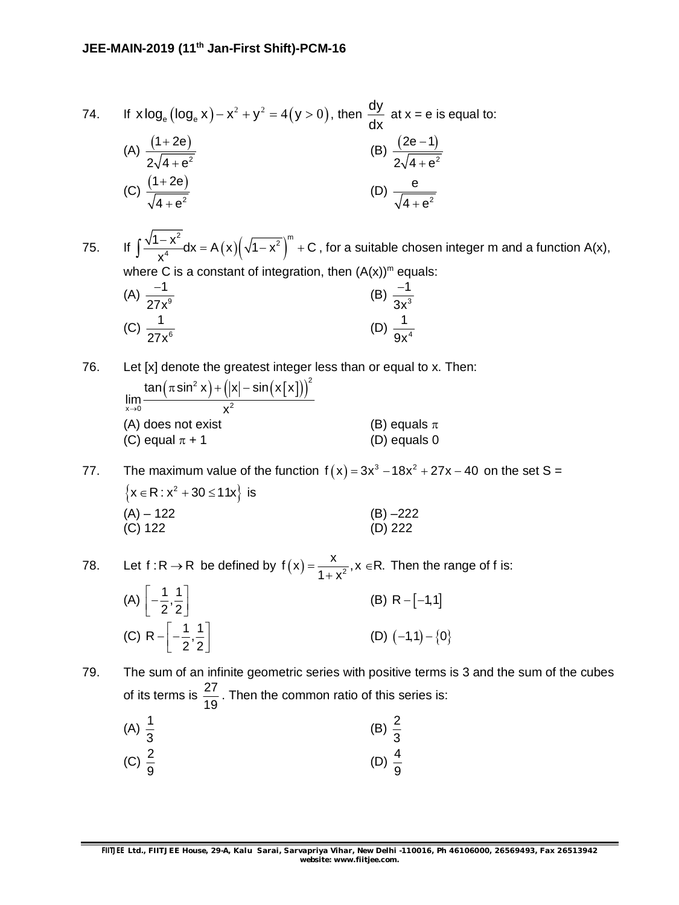74. If $x\log_e(\log_e x) - x^2 + y^2 = 4 (y > 0)$, then $\frac{dy}{dx}$ at x = e is equal to:

(A) $\frac{(1+2e)}{2\sqrt{4+e^2}}$ (B) $\frac{(2e-1)}{2\sqrt{4+e^2}}$

(C) $\frac{(1+2e)}{\sqrt{4+e^2}}$ (D) $\frac{e}{\sqrt{4+e^2}}$

75. If $\int \frac{\sqrt{1-x^2}}{x^4}dx = A(x)\left(\sqrt{1-x^2}\right)^m + C$, for a suitable chosen integer m and a function A(x), where C is a constant of integration, then $(A(x))^m$ equals:

(A) $\frac{-1}{27x^9}$ (B) $\frac{-1}{3x^3}$

(C) $\frac{1}{27x^6}$ (D) $\frac{1}{9x^4}$

76. Let [x] denote the greatest integer less than or equal to x. Then:

$$\lim_{x\to 0}\frac{\tan(\pi\sin^2 x) + \left(|x| - \sin(x[x])\right)^2}{x^2}$$

(A) does not exist (B) equals $\pi$

(C) equal $\pi + 1$ (D) equals 0

77. The maximum value of the function $f(x) = 3x^3 - 18x^2 + 27x - 40$ on the set S = $\{x \in R : x^2 + 30 \le 11x\}$ is

(A) – 122 (B) –222

(C) 122 (D) 222

78. Let $f : R \to R$ be defined by $f(x) = \frac{x}{1+x^2}, x \in R$. Then the range of f is:

(A) $\left[-\frac{1}{2}, \frac{1}{2}\right]$ (B) $R - [-1, 1]$

(C) $R - \left[-\frac{1}{2}, \frac{1}{2}\right]$ (D) $(-1, 1) - \{0\}$

79. The sum of an infinite geometric series with positive terms is 3 and the sum of the cubes of its terms is $\frac{27}{19}$. Then the common ratio of this series is:

(A) $\frac{1}{3}$ (B) $\frac{2}{3}$

(C) $\frac{2}{9}$ (D) $\frac{4}{9}$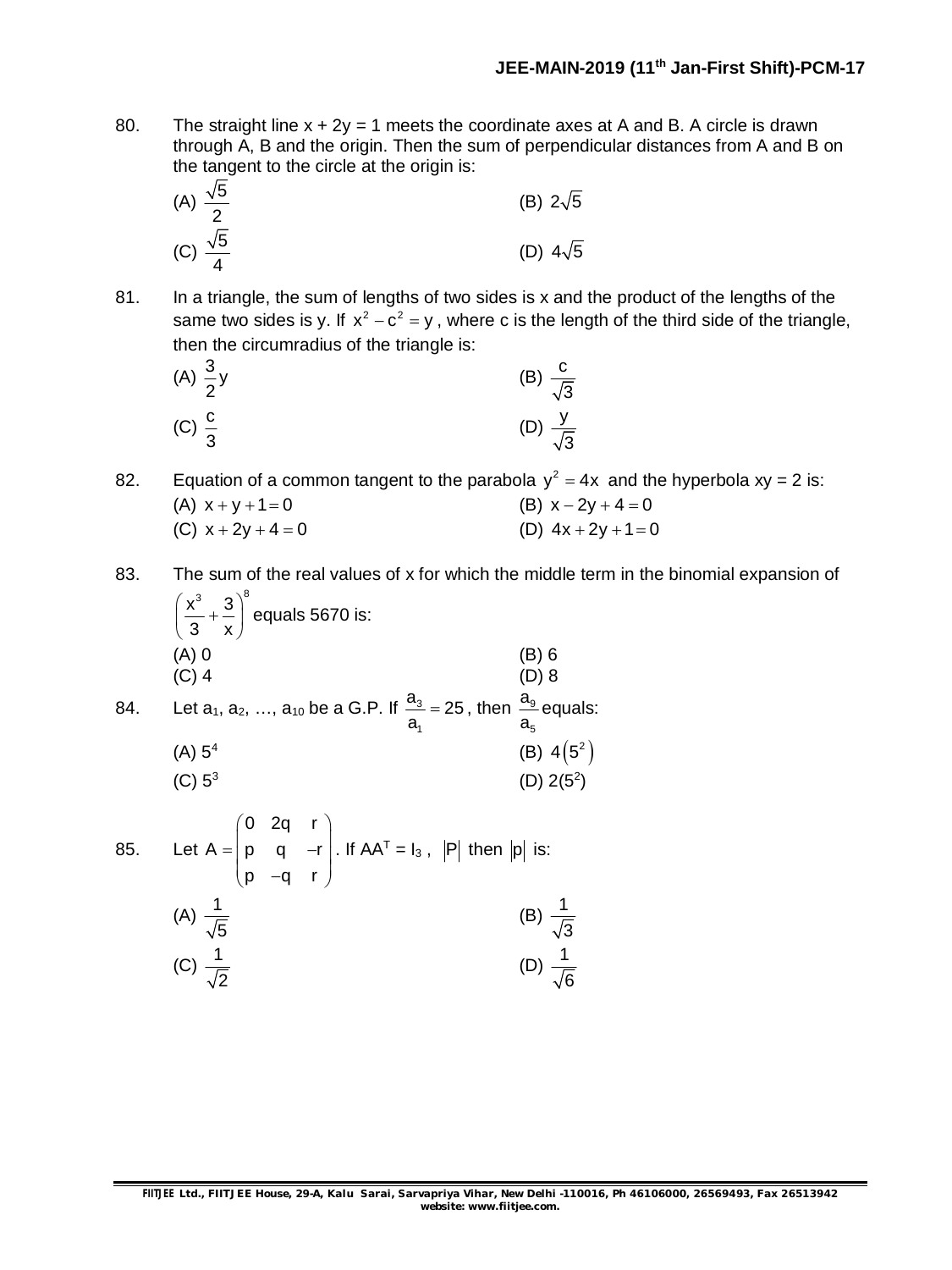80. The straight line $x + 2y = 1$ meets the coordinate axes at A and B. A circle is drawn through A, B and the origin. Then the sum of perpendicular distances from A and B on the tangent to the circle at the origin is:

(A) $\frac{\sqrt{5}}{2}$ (B) $2\sqrt{5}$

(C) $\frac{\sqrt{5}}{4}$ (D) $4\sqrt{5}$

81. In a triangle, the sum of lengths of two sides is x and the product of the lengths of the same two sides is y. If $x^2 - c^2 = y$, where c is the length of the third side of the triangle, then the circumradius of the triangle is:

(A) $\frac{3}{2}y$ (B) $\frac{c}{\sqrt{3}}$

(C) $\frac{c}{3}$ (D) $\frac{y}{\sqrt{3}}$

82. Equation of a common tangent to the parabola $y^2 = 4x$ and the hyperbola $xy = 2$ is:

(A) $x + y + 1 = 0$ (B) $x - 2y + 4 = 0$

(C) $x + 2y + 4 = 0$ (D) $4x + 2y + 1 = 0$

83. The sum of the real values of x for which the middle term in the binomial expansion of $\left(\frac{x^3}{3} + \frac{3}{x}\right)^8$ equals 5670 is:

(A) 0 (B) 6

(C) 4 (D) 8

84. Let $a_1, a_2, \ldots, a_{10}$ be a G.P. If $\frac{a_3}{a_1} = 25$, then $\frac{a_9}{a_5}$ equals:

(A) $5^4$ (B) $4\left(5^2\right)$

(C) $5^3$ (D) $2(5^2)$

85. Let $A = \begin{pmatrix} 0 & 2q & r \\ p & q & -r \\ p & -q & r \end{pmatrix}$. If $AA^T = I_3$, $|P|$ then $|p|$ is:

(A) $\frac{1}{\sqrt{5}}$ (B) $\frac{1}{\sqrt{3}}$

(C) $\frac{1}{\sqrt{2}}$ (D) $\frac{1}{\sqrt{6}}$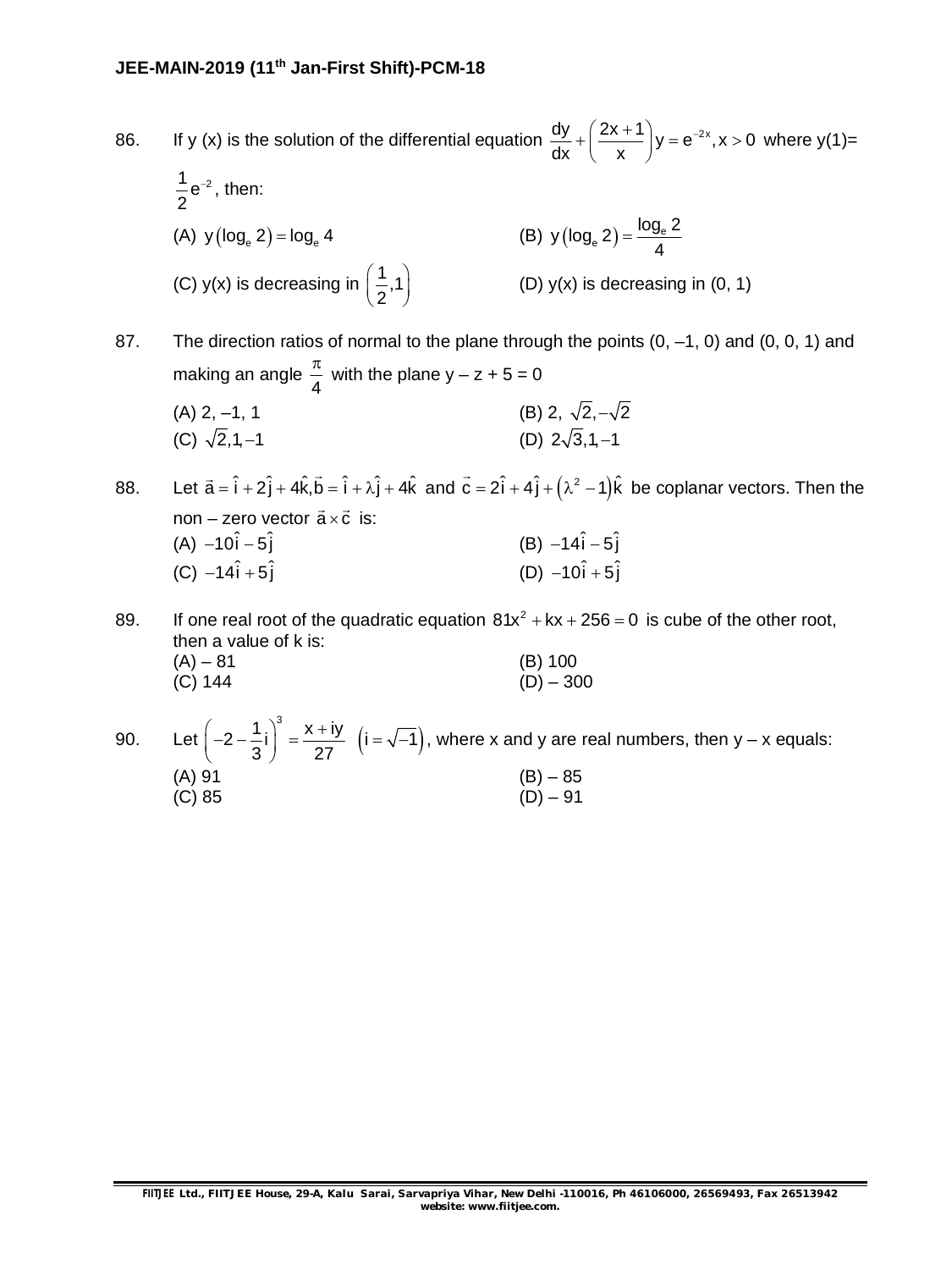86. If y (x) is the solution of the differential equation $\frac{dy}{dx}+\left(\frac{2x+1}{x}\right)y=e^{-2x}, x>0$ where y(1)= $\frac{1}{2}e^{-2}$, then:

(A) $y(\log_e 2)=\log_e 4$

(B) $y(\log_e 2)=\frac{\log_e 2}{4}$

(C) y(x) is decreasing in $\left(\frac{1}{2},1\right)$

(D) y(x) is decreasing in (0, 1)

87. The direction ratios of normal to the plane through the points (0, –1, 0) and (0, 0, 1) and making an angle $\frac{\pi}{4}$ with the plane y – z + 5 = 0

(A) 2, –1, 1

(B) 2, $\sqrt{2}, -\sqrt{2}$

(C) $\sqrt{2}, 1, -1$

(D) $2\sqrt{3}, 1, -1$

88. Let $\vec{a}=\hat{i}+2\hat{j}+4\hat{k}, \vec{b}=\hat{i}+\lambda\hat{j}+4\hat{k}$ and $\vec{c}=2\hat{i}+4\hat{j}+\left(\lambda^2-1\right)\hat{k}$ be coplanar vectors. Then the non – zero vector $\vec{a}\times\vec{c}$ is:

(A) $-10\hat{i}-5\hat{j}$

(B) $-14\hat{i}-5\hat{j}$

(C) $-14\hat{i}+5\hat{j}$

(D) $-10\hat{i}+5\hat{j}$

89. If one real root of the quadratic equation $81x^2+kx+256=0$ is cube of the other root, then a value of k is:

(A) – 81

(B) 100

(C) 144

(D) – 300

90. Let $\left(-2-\frac{1}{3}i\right)^3=\frac{x+iy}{27}\quad\left(i=\sqrt{-1}\right)$, where x and y are real numbers, then y – x equals:

(A) 91

(B) – 85

(C) 85

(D) – 91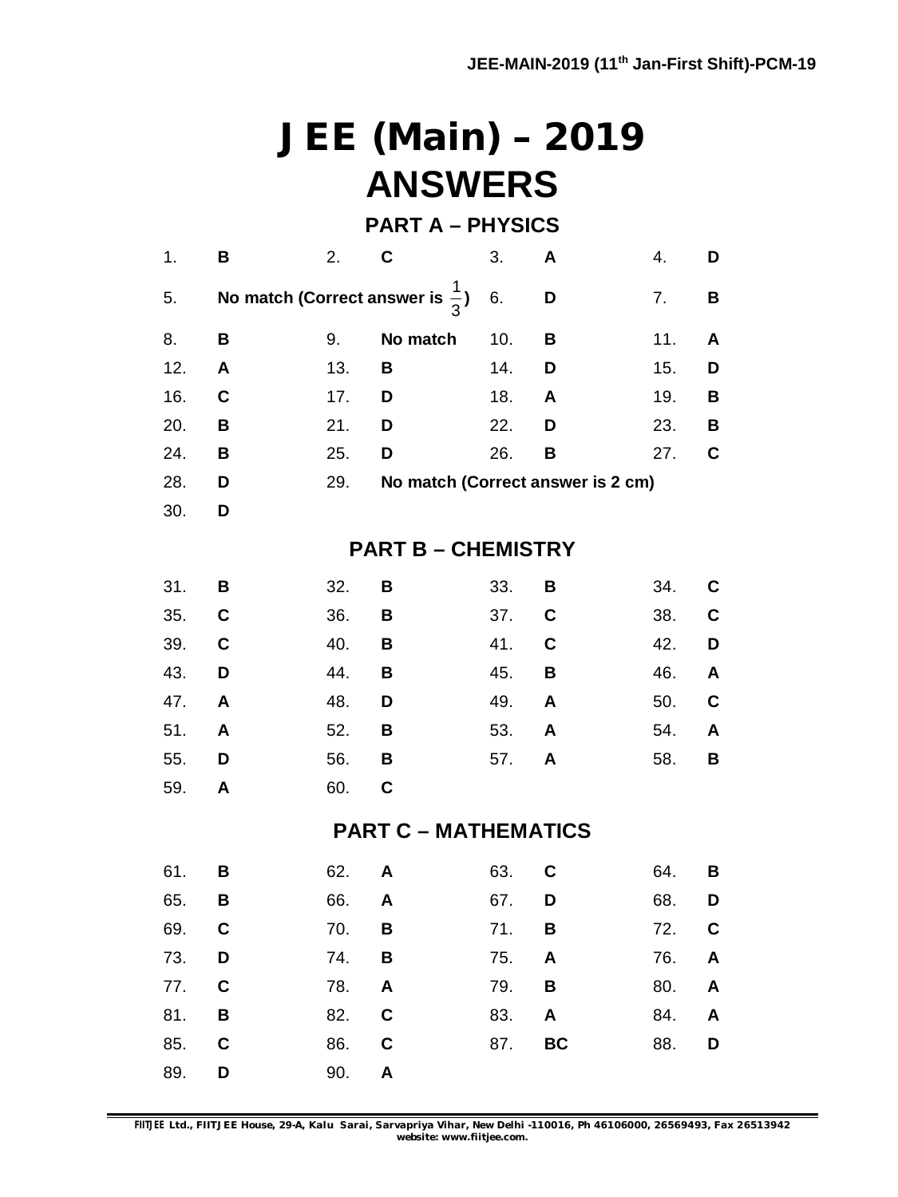# JEE (Main) – 2019
# ANSWERS

## PART A – PHYSICS

| | | | | | | | |
|---|---|---|---|---|---|---|---|
| 1. | **B** | 2. | **C** | 3. | **A** | 4. | **D** |
| 5. | **No match (Correct answer is $\frac{1}{3}$)** | | | 6. | **D** | 7. | **B** |
| 8. | **B** | 9. | **No match** | 10. | **B** | 11. | **A** |
| 12. | **A** | 13. | **B** | 14. | **D** | 15. | **D** |
| 16. | **C** | 17. | **D** | 18. | **A** | 19. | **B** |
| 20. | **B** | 21. | **D** | 22. | **D** | 23. | **B** |
| 24. | **B** | 25. | **D** | 26. | **B** | 27. | **C** |
| 28. | **D** | 29. | **No match (Correct answer is 2 cm)** | | | | |
| 30. | **D** | | | | | | |

## PART B – CHEMISTRY

| | | | | | | | |
|---|---|---|---|---|---|---|---|
| 31. | **B** | 32. | **B** | 33. | **B** | 34. | **C** |
| 35. | **C** | 36. | **B** | 37. | **C** | 38. | **C** |
| 39. | **C** | 40. | **B** | 41. | **C** | 42. | **D** |
| 43. | **D** | 44. | **B** | 45. | **B** | 46. | **A** |
| 47. | **A** | 48. | **D** | 49. | **A** | 50. | **C** |
| 51. | **A** | 52. | **B** | 53. | **A** | 54. | **A** |
| 55. | **D** | 56. | **B** | 57. | **A** | 58. | **B** |
| 59. | **A** | 60. | **C** | | | | |

## PART C – MATHEMATICS

| | | | | | | | |
|---|---|---|---|---|---|---|---|
| 61. | **B** | 62. | **A** | 63. | **C** | 64. | **B** |
| 65. | **B** | 66. | **A** | 67. | **D** | 68. | **D** |
| 69. | **C** | 70. | **B** | 71. | **B** | 72. | **C** |
| 73. | **D** | 74. | **B** | 75. | **A** | 76. | **A** |
| 77. | **C** | 78. | **A** | 79. | **B** | 80. | **A** |
| 81. | **B** | 82. | **C** | 83. | **A** | 84. | **A** |
| 85. | **C** | 86. | **C** | 87. | **BC** | 88. | **D** |
| 89. | **D** | 90. | **A** | | | | |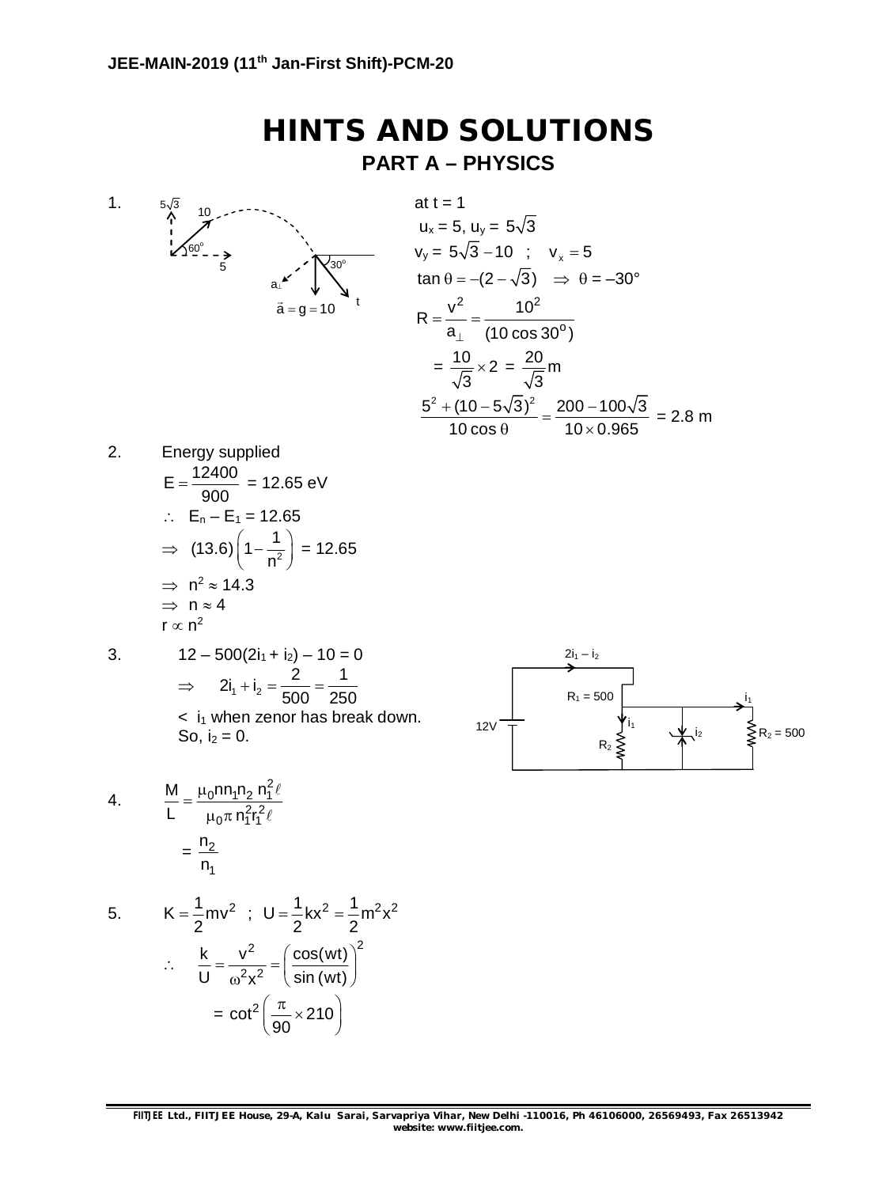# HINTS AND SOLUTIONS

## PART A – PHYSICS

1. at t = 1

$u_x = 5,\ u_y = 5\sqrt{3}$

$v_y = 5\sqrt{3} - 10 \quad ; \quad v_x = 5$

$\tan\theta = -(2-\sqrt{3}) \quad \Rightarrow \quad \theta = -30°$

$$R = \frac{v^2}{a_\perp} = \frac{10^2}{(10\cos 30^o)}$$

$$= \frac{10}{\sqrt{3}} \times 2 = \frac{20}{\sqrt{3}} \text{ m}$$

$$\frac{5^2 + (10-5\sqrt{3})^2}{10\cos\theta} = \frac{200 - 100\sqrt{3}}{10 \times 0.965} = 2.8 \text{ m}$$

2. Energy supplied

$$E = \frac{12400}{900} = 12.65 \text{ eV}$$

$\therefore \quad E_n - E_1 = 12.65$

$\Rightarrow \quad (13.6)\left(1 - \frac{1}{n^2}\right) = 12.65$

$\Rightarrow \quad n^2 \approx 14.3$

$\Rightarrow \quad n \approx 4$

$r \propto n^2$

3. $12 - 500(2i_1 + i_2) - 10 = 0$

$\Rightarrow \quad 2i_1 + i_2 = \frac{2}{500} = \frac{1}{250}$

$<\ i_1$ when zenor has break down.

So, $i_2 = 0$.

4. $$\frac{M}{L} = \frac{\mu_0 n n_1 n_2\, n_1^2 \ell}{\mu_0 \pi\, n_1^2 r_1^2 \ell}$$

$$= \frac{n_2}{n_1}$$

5. $K = \frac{1}{2}mv^2 \quad ; \quad U = \frac{1}{2}kx^2 = \frac{1}{2}m^2x^2$

$$\therefore \quad \frac{k}{U} = \frac{v^2}{\omega^2 x^2} = \left(\frac{\cos(wt)}{\sin(wt)}\right)^2$$

$$= \cot^2\left(\frac{\pi}{90} \times 210\right)$$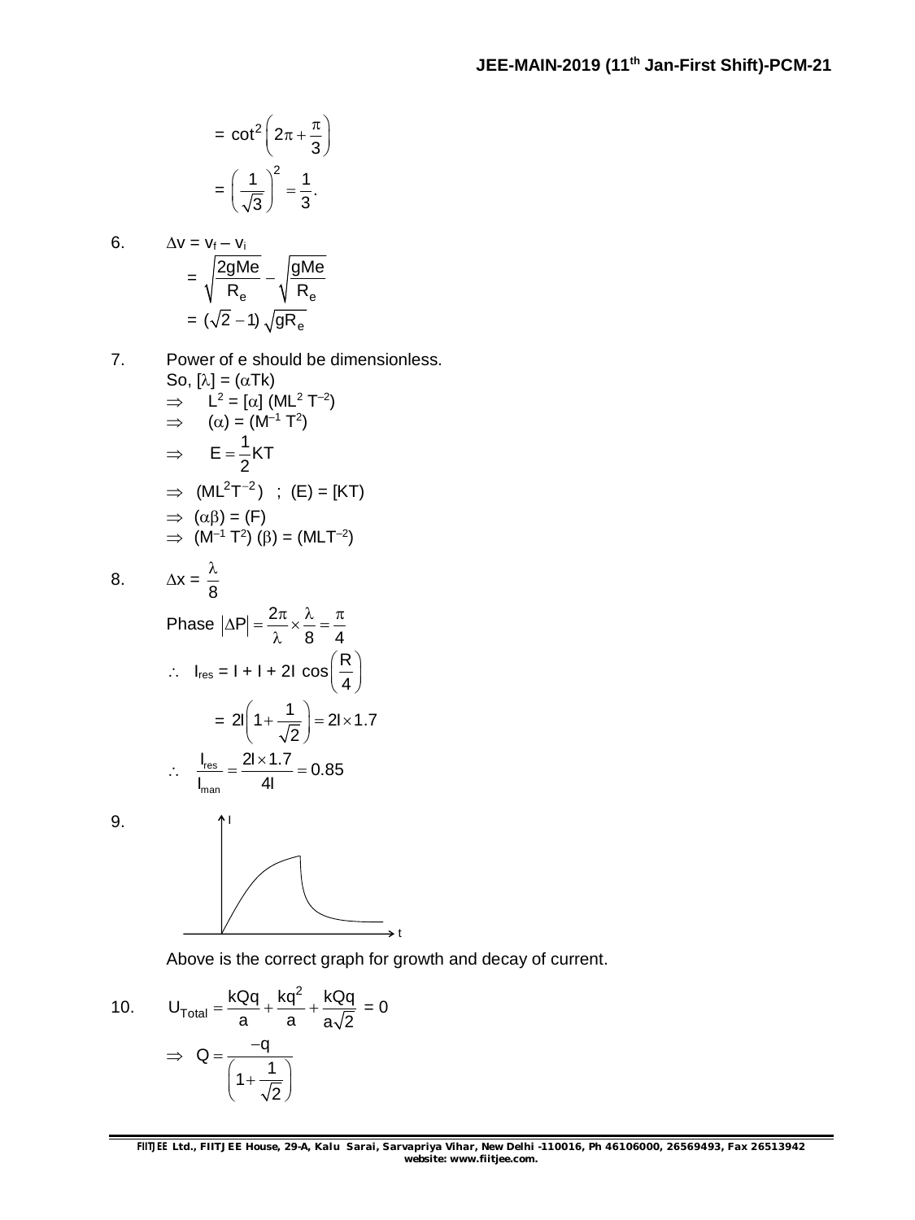$$= \cot^2\left(2\pi + \frac{\pi}{3}\right)$$

$$= \left(\frac{1}{\sqrt{3}}\right)^2 = \frac{1}{3}.$$

6. $\Delta v = v_f - v_i$

$$= \sqrt{\frac{2gMe}{R_e}} - \sqrt{\frac{gMe}{R_e}}$$

$$= (\sqrt{2} - 1)\sqrt{gR_e}$$

7. Power of e should be dimensionless.

So, $[\lambda] = (\alpha Tk)$

$\Rightarrow \quad L^2 = [\alpha]\ (ML^2\ T^{-2})$

$\Rightarrow \quad (\alpha) = (M^{-1}\ T^2)$

$\Rightarrow \quad E = \frac{1}{2}KT$

$\Rightarrow \quad (ML^2T^{-2}) \quad ; \quad (E) = [KT)$

$\Rightarrow \quad (\alpha\beta) = (F)$

$\Rightarrow \quad (M^{-1}\ T^2)\ (\beta) = (MLT^{-2})$

8. $\Delta x = \frac{\lambda}{8}$

Phase $|\Delta P| = \frac{2\pi}{\lambda} \times \frac{\lambda}{8} = \frac{\pi}{4}$

$\therefore \quad I_{res} = I + I + 2I\cos\left(\frac{R}{4}\right)$

$$= 2I\left(1 + \frac{1}{\sqrt{2}}\right) = 2I \times 1.7$$

$\therefore \quad \frac{I_{res}}{I_{man}} = \frac{2I \times 1.7}{4I} = 0.85$

9.

Above is the correct graph for growth and decay of current.

10. $U_{Total} = \frac{kQq}{a} + \frac{kq^2}{a} + \frac{kQq}{a\sqrt{2}} = 0$

$$\Rightarrow \quad Q = \frac{-q}{\left(1 + \frac{1}{\sqrt{2}}\right)}$$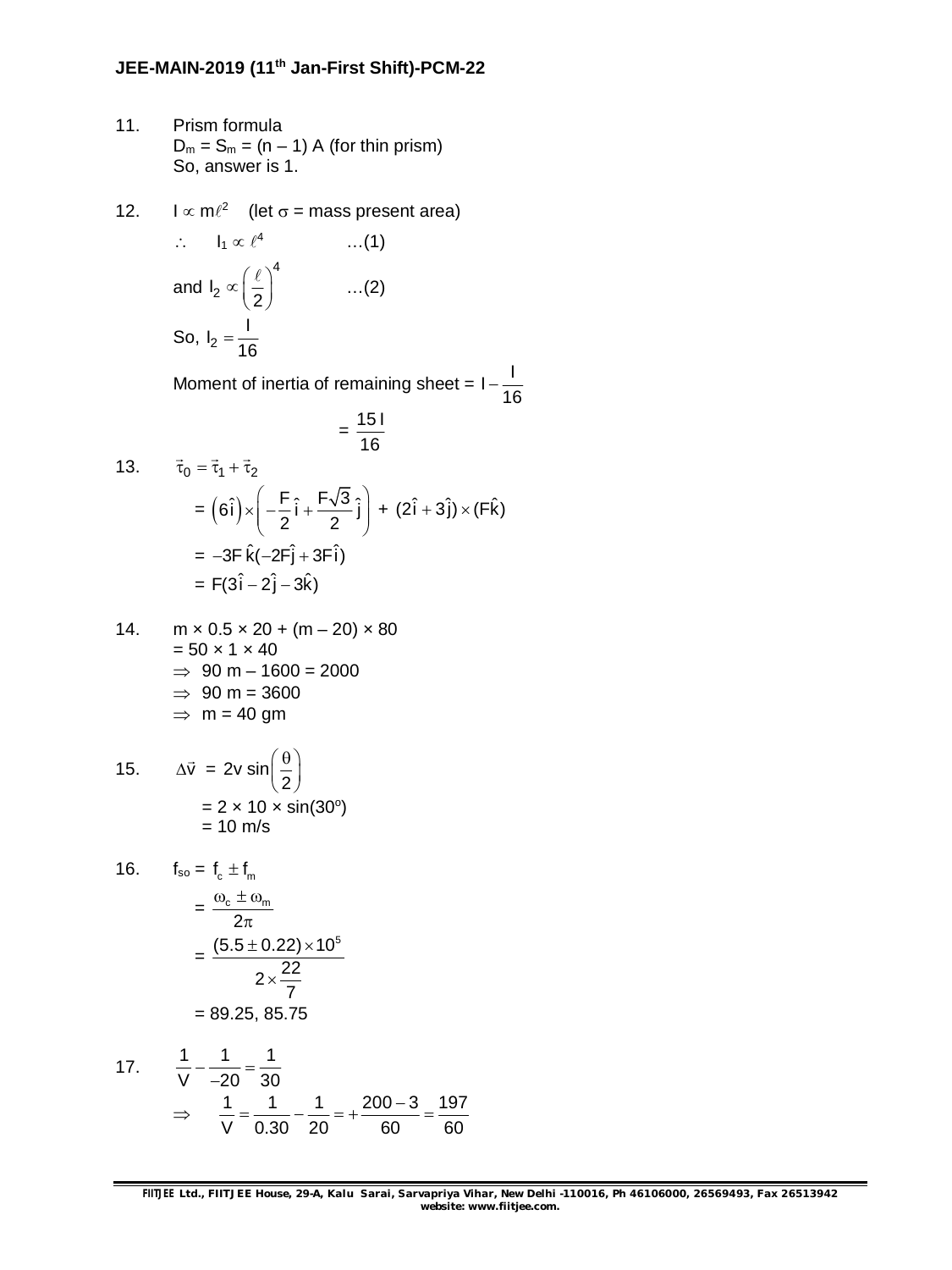11. Prism formula
    $D_m = S_m = (n - 1) A$ (for thin prism)
    So, answer is 1.

12. $I \propto m\ell^2$ (let $\sigma$ = mass present area)

    $\therefore \quad I_1 \propto \ell^4$ ...(1)

    and $I_2 \propto \left(\frac{\ell}{2}\right)^4$ ...(2)

    So, $I_2 = \frac{I}{16}$

    Moment of inertia of remaining sheet = $I - \frac{I}{16}$

    $= \frac{15\,I}{16}$

13. $\vec{\tau}_0 = \vec{\tau}_1 + \vec{\tau}_2$

    $= \left(6\hat{i}\right) \times \left(-\frac{F}{2}\hat{i} + \frac{F\sqrt{3}}{2}\hat{j}\right) + (2\hat{i} + 3\hat{j}) \times (F\hat{k})$

    $= -3F\,\hat{k}(-2F\hat{j} + 3F\hat{i})$

    $= F(3\hat{i} - 2\hat{j} - 3\hat{k})$

14. $m \times 0.5 \times 20 + (m - 20) \times 80$
    $= 50 \times 1 \times 40$
    $\Rightarrow$ 90 m – 1600 = 2000
    $\Rightarrow$ 90 m = 3600
    $\Rightarrow$ m = 40 gm

15. $\Delta\vec{v} = 2v \sin\left(\frac{\theta}{2}\right)$

    $= 2 \times 10 \times \sin(30^o)$
    $= 10$ m/s

16. $f_{so} = f_c \pm f_m$

    $= \frac{\omega_c \pm \omega_m}{2\pi}$

    $= \frac{(5.5 \pm 0.22) \times 10^5}{2 \times \frac{22}{7}}$

    $= 89.25, 85.75$

17. $\frac{1}{V} - \frac{1}{-20} = \frac{1}{30}$

    $\Rightarrow \quad \frac{1}{V} = \frac{1}{0.30} - \frac{1}{20} = +\frac{200 - 3}{60} = \frac{197}{60}$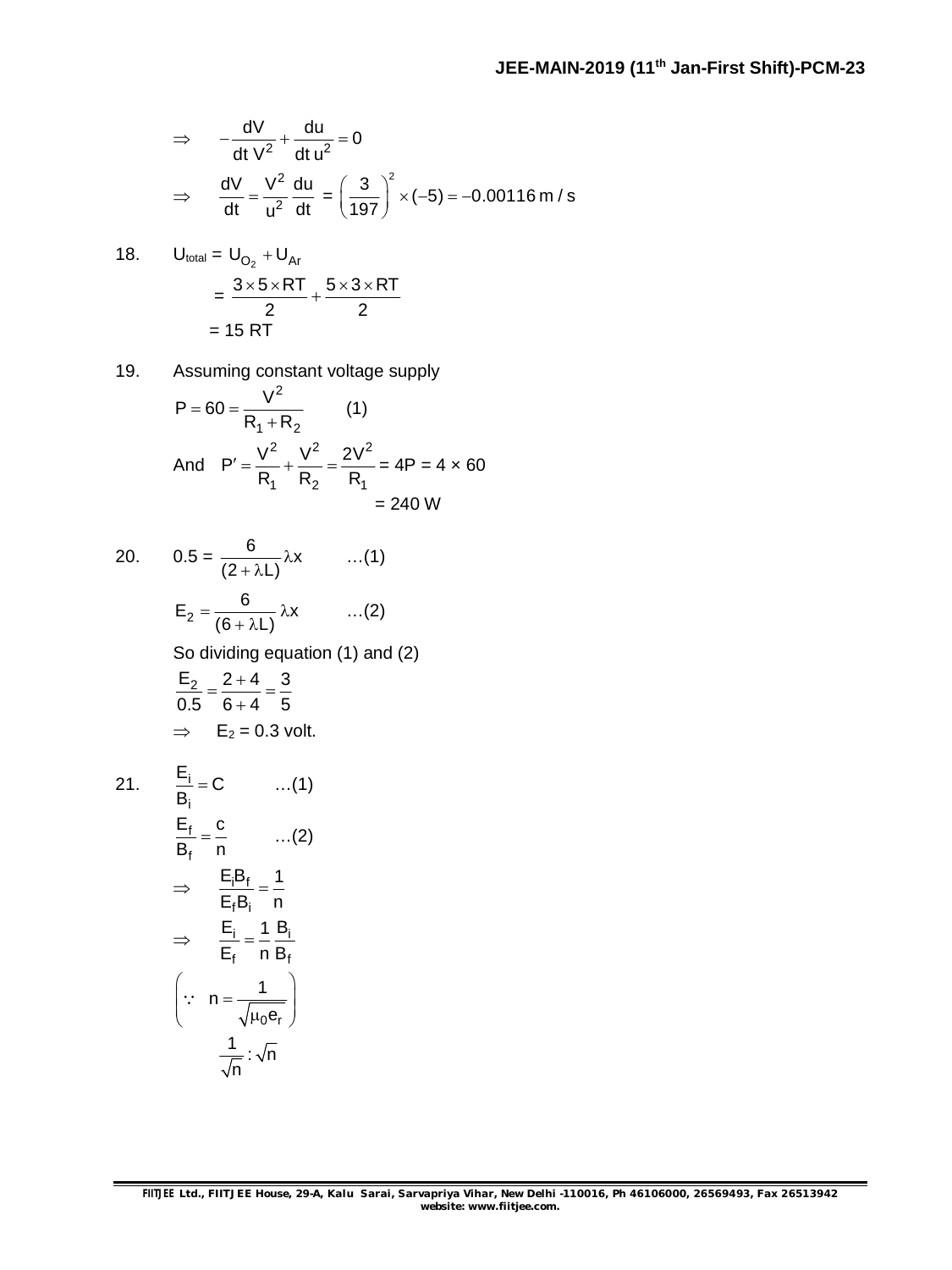$$\Rightarrow \quad -\frac{dV}{dt\,V^2} + \frac{du}{dt\,u^2} = 0$$

$$\Rightarrow \quad \frac{dV}{dt} = \frac{V^2}{u^2}\frac{du}{dt} = \left(\frac{3}{197}\right)^2 \times (-5) = -0.00116\text{ m/s}$$

18. $U_{total} = U_{O_2} + U_{Ar}$

$$= \frac{3 \times 5 \times RT}{2} + \frac{5 \times 3 \times RT}{2}$$

$$= 15\text{ RT}$$

19. Assuming constant voltage supply

$$P = 60 = \frac{V^2}{R_1 + R_2} \qquad (1)$$

And $P' = \dfrac{V^2}{R_1} + \dfrac{V^2}{R_2} = \dfrac{2V^2}{R_1} = 4P = 4 \times 60$

$$= 240\text{ W}$$

20. $0.5 = \dfrac{6}{(2 + \lambda L)}\lambda x \qquad \ldots(1)$

$$E_2 = \frac{6}{(6 + \lambda L)}\lambda x \qquad \ldots(2)$$

So dividing equation (1) and (2)

$$\frac{E_2}{0.5} = \frac{2 + 4}{6 + 4} = \frac{3}{5}$$

$\Rightarrow \quad E_2 = 0.3$ volt.

21. $\dfrac{E_i}{B_i} = C \qquad \ldots(1)$

$$\frac{E_f}{B_f} = \frac{c}{n} \qquad \ldots(2)$$

$$\Rightarrow \quad \frac{E_i B_f}{E_f B_i} = \frac{1}{n}$$

$$\Rightarrow \quad \frac{E_i}{E_f} = \frac{1}{n}\frac{B_i}{B_f}$$

$$\left(\because \quad n = \frac{1}{\sqrt{\mu_0 e_r}}\right)$$

$$\frac{1}{\sqrt{n}} : \sqrt{n}$$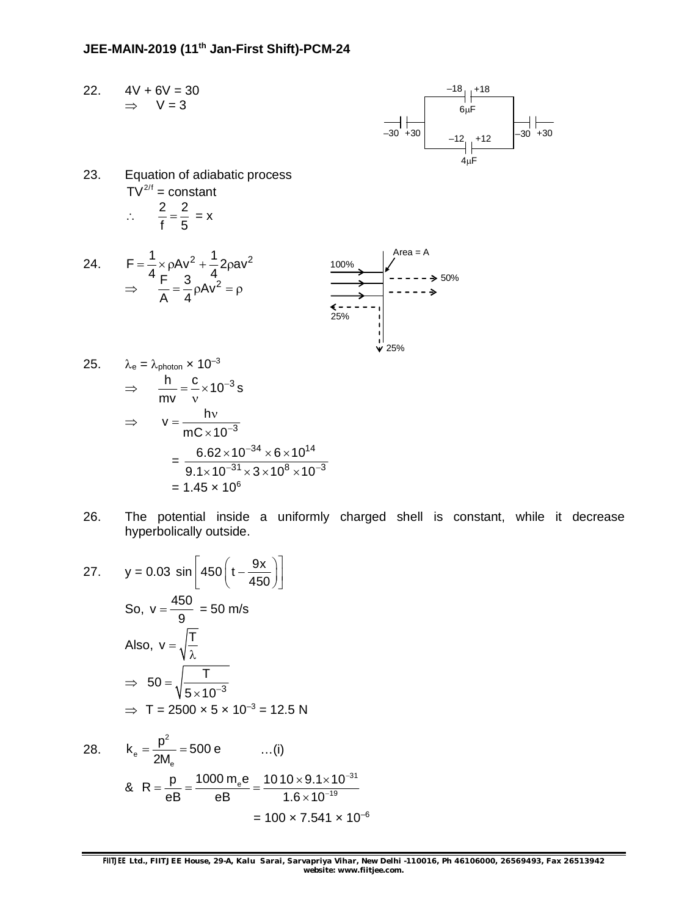22. $4V + 6V = 30$

$\Rightarrow \quad V = 3$

–18 +18 6μF –30 +30 –12 +12 4μF –30 +30

23. Equation of adiabatic process

$TV^{2/f}$ = constant

$\therefore \quad \frac{2}{f} = \frac{2}{5} = x$

24. $F = \frac{1}{4} \times \rho A v^2 + \frac{1}{4} 2\rho a v^2$

$\Rightarrow \quad \frac{F}{A} = \frac{3}{4} \rho A v^2 = \rho$

Area = A, 100%, 50%, 25%, 25%

25. $\lambda_e = \lambda_{photon} \times 10^{-3}$

$\Rightarrow \quad \frac{h}{mv} = \frac{c}{\nu} \times 10^{-3}\,s$

$\Rightarrow \quad v = \frac{h\nu}{mC \times 10^{-3}}$

$= \frac{6.62 \times 10^{-34} \times 6 \times 10^{14}}{9.1 \times 10^{-31} \times 3 \times 10^{8} \times 10^{-3}}$

$= 1.45 \times 10^{6}$

26. The potential inside a uniformly charged shell is constant, while it decrease hyperbolically outside.

27. $y = 0.03 \sin\left[450\left(t - \frac{9x}{450}\right)\right]$

So, $v = \frac{450}{9} = 50$ m/s

Also, $v = \sqrt{\frac{T}{\lambda}}$

$\Rightarrow \quad 50 = \sqrt{\frac{T}{5 \times 10^{-3}}}$

$\Rightarrow \quad T = 2500 \times 5 \times 10^{-3} = 12.5$ N

28. $k_e = \frac{p^2}{2M_e} = 500\,e \qquad \ldots$(i)

& $R = \frac{p}{eB} = \frac{1000\,m_e e}{eB} = \frac{10\,10 \times 9.1 \times 10^{-31}}{1.6 \times 10^{-19}}$

$= 100 \times 7.541 \times 10^{-6}$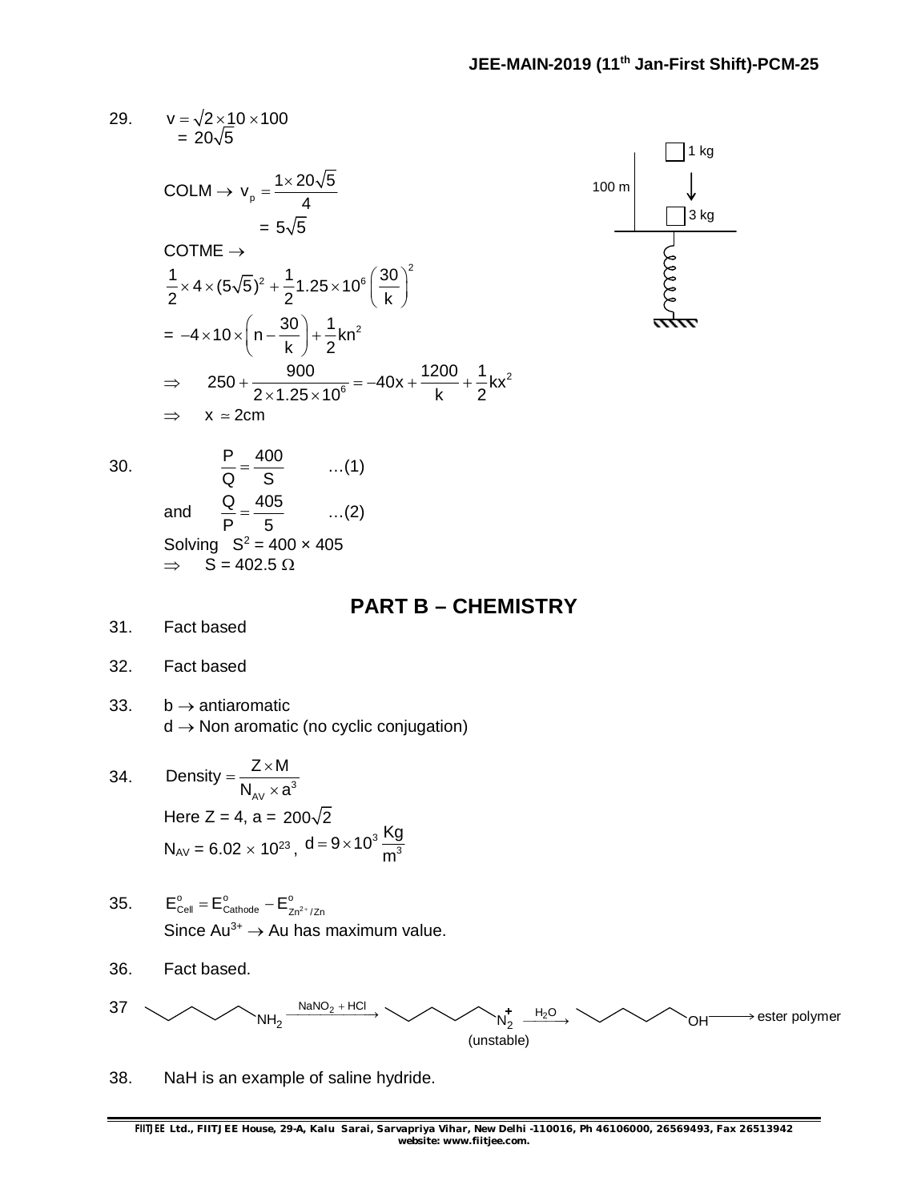29. $v = \sqrt{2 \times 10 \times 100}$
$= 20\sqrt{5}$

COLM $\rightarrow$ $v_p = \frac{1 \times 20\sqrt{5}}{4}$
$= 5\sqrt{5}$

COTME $\rightarrow$

$$\frac{1}{2} \times 4 \times (5\sqrt{5})^2 + \frac{1}{2} 1.25 \times 10^6 \left(\frac{30}{k}\right)^2$$

$$= -4 \times 10 \times \left(n - \frac{30}{k}\right) + \frac{1}{2} kn^2$$

$$\Rightarrow \quad 250 + \frac{900}{2 \times 1.25 \times 10^6} = -40x + \frac{1200}{k} + \frac{1}{2} kx^2$$

$\Rightarrow \quad x \simeq 2\text{cm}$

1 kg

100 m

3 kg

30. $\frac{P}{Q} = \frac{400}{S}$ …(1)

and $\frac{Q}{P} = \frac{405}{5}$ …(2)

Solving $S^2 = 400 \times 405$

$\Rightarrow \quad S = 402.5\ \Omega$

## PART B – CHEMISTRY

31. Fact based

32. Fact based

33. b $\rightarrow$ antiaromatic
d $\rightarrow$ Non aromatic (no cyclic conjugation)

34. $\text{Density} = \frac{Z \times M}{N_{AV} \times a^3}$

Here Z = 4, a = $200\sqrt{2}$

$N_{AV} = 6.02 \times 10^{23}$, $d = 9 \times 10^3 \frac{\text{Kg}}{\text{m}^3}$

35. $E^o_{Cell} = E^o_{Cathode} - E^o_{Zn^{2+}/Zn}$

Since $Au^{3+} \rightarrow Au$ has maximum value.

36. Fact based.

37. $CH_3CH_2CH_2CH_2CH_2NH_2 \xrightarrow{NaNO_2 + HCl} CH_3CH_2CH_2CH_2CH_2N_2^+$ (unstable) $\xrightarrow{H_2O} CH_3CH_2CH_2CH_2CH_2OH \longrightarrow$ ester polymer

38. NaH is an example of saline hydride.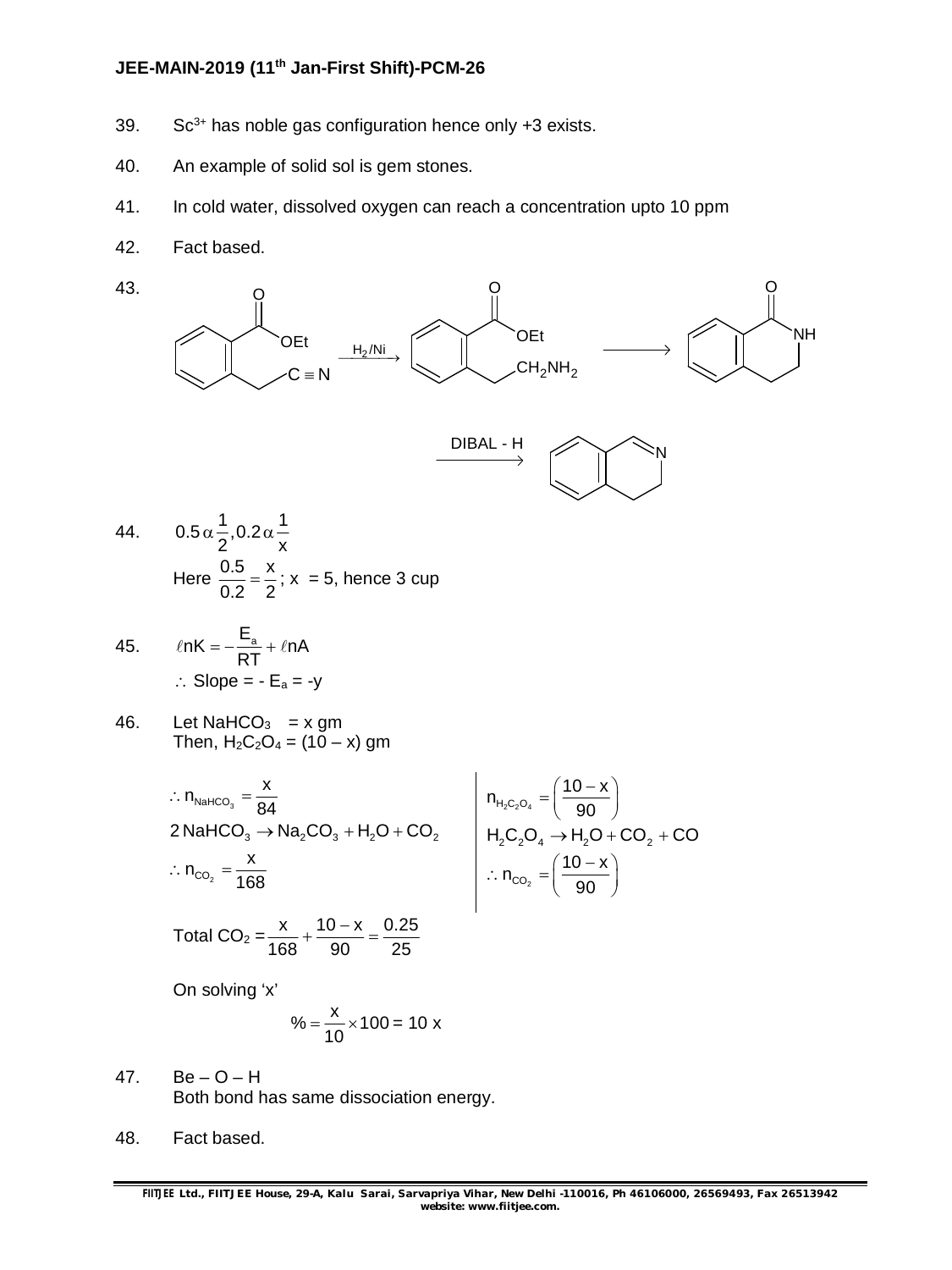39. $Sc^{3+}$ has noble gas configuration hence only +3 exists.

40. An example of solid sol is gem stones.

41. In cold water, dissolved oxygen can reach a concentration upto 10 ppm

42. Fact based.

43. (Ethyl 2-(cyanomethyl)benzoate) $\xrightarrow{H_2/Ni}$ (Ethyl 2-(2-aminoethyl)benzoate, with $CO$–$OEt$ and $CH_2NH_2$ groups) $\longrightarrow$ (3,4-dihydroisoquinolin-1(2H)-one, cyclic amide with C=O and NH)

$\xrightarrow{\text{DIBAL - H}}$ (3,4-dihydroisoquinoline, with C=N)

44. $0.5\,\alpha\,\dfrac{1}{2}, 0.2\,\alpha\,\dfrac{1}{x}$

Here $\dfrac{0.5}{0.2} = \dfrac{x}{2}$; x = 5, hence 3 cup

45. $\ell nK = -\dfrac{E_a}{RT} + \ell nA$

$\therefore$ Slope = - $E_a$ = -y

46. Let $NaHCO_3$ = x gm
Then, $H_2C_2O_4$ = (10 – x) gm

$$\therefore n_{NaHCO_3} = \frac{x}{84}$$
$$2\,NaHCO_3 \rightarrow Na_2CO_3 + H_2O + CO_2$$
$$\therefore n_{CO_2} = \frac{x}{168}$$

$$n_{H_2C_2O_4} = \left(\frac{10-x}{90}\right)$$
$$H_2C_2O_4 \rightarrow H_2O + CO_2 + CO$$
$$\therefore n_{CO_2} = \left(\frac{10-x}{90}\right)$$

Total $CO_2 = \dfrac{x}{168} + \dfrac{10-x}{90} = \dfrac{0.25}{25}$

On solving 'x'

$$\% = \frac{x}{10} \times 100 = 10\,x$$

47. Be – O – H
Both bond has same dissociation energy.

48. Fact based.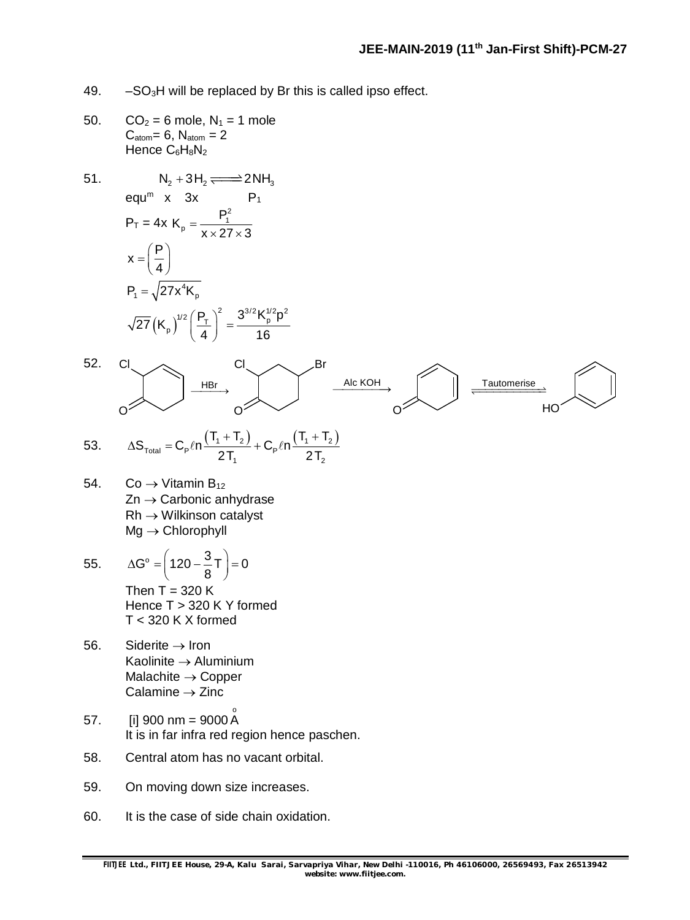49. $-SO_3H$ will be replaced by Br this is called ipso effect.

50. $CO_2 = 6$ mole, $N_1 = 1$ mole
$C_{atom} = 6$, $N_{atom} = 2$
Hence $C_6H_8N_2$

51. $$N_2 + 3H_2 \rightleftharpoons 2NH_3$$
equ$^m$ x 3x P$_1$

$P_T = 4x$ $K_p = \dfrac{P_1^2}{x \times 27 \times 3}$

$x = \left(\dfrac{P}{4}\right)$

$P_1 = \sqrt{27x^4K_p}$

$\sqrt{27}\left(K_p\right)^{1/2}\left(\dfrac{P_T}{4}\right)^2 = \dfrac{3^{3/2}K_p^{1/2}p^2}{16}$

52. 2-Chlorocyclohex-3-en-1-one $\xrightarrow{HBr}$ 2-Chloro-4-bromocyclohexan-1-one $\xrightarrow{Alc\ KOH}$ Cyclohexa-2,4-dien-1-one $\xrightleftharpoons{Tautomerise}$ Phenol (HO–C$_6$H$_5$)

53. $$\Delta S_{Total} = C_P \ell n \frac{\left(T_1 + T_2\right)}{2T_1} + C_P \ell n \frac{\left(T_1 + T_2\right)}{2T_2}$$

54. Co $\rightarrow$ Vitamin $B_{12}$
Zn $\rightarrow$ Carbonic anhydrase
Rh $\rightarrow$ Wilkinson catalyst
Mg $\rightarrow$ Chlorophyll

55. $$\Delta G^o = \left(120 - \frac{3}{8}T\right) = 0$$
Then T = 320 K
Hence T > 320 K Y formed
T < 320 K X formed

56. Siderite $\rightarrow$ Iron
Kaolinite $\rightarrow$ Aluminium
Malachite $\rightarrow$ Copper
Calamine $\rightarrow$ Zinc

57. [i] 900 nm = 9000 $\overset{o}{A}$
It is in far infra red region hence paschen.

58. Central atom has no vacant orbital.

59. On moving down size increases.

60. It is the case of side chain oxidation.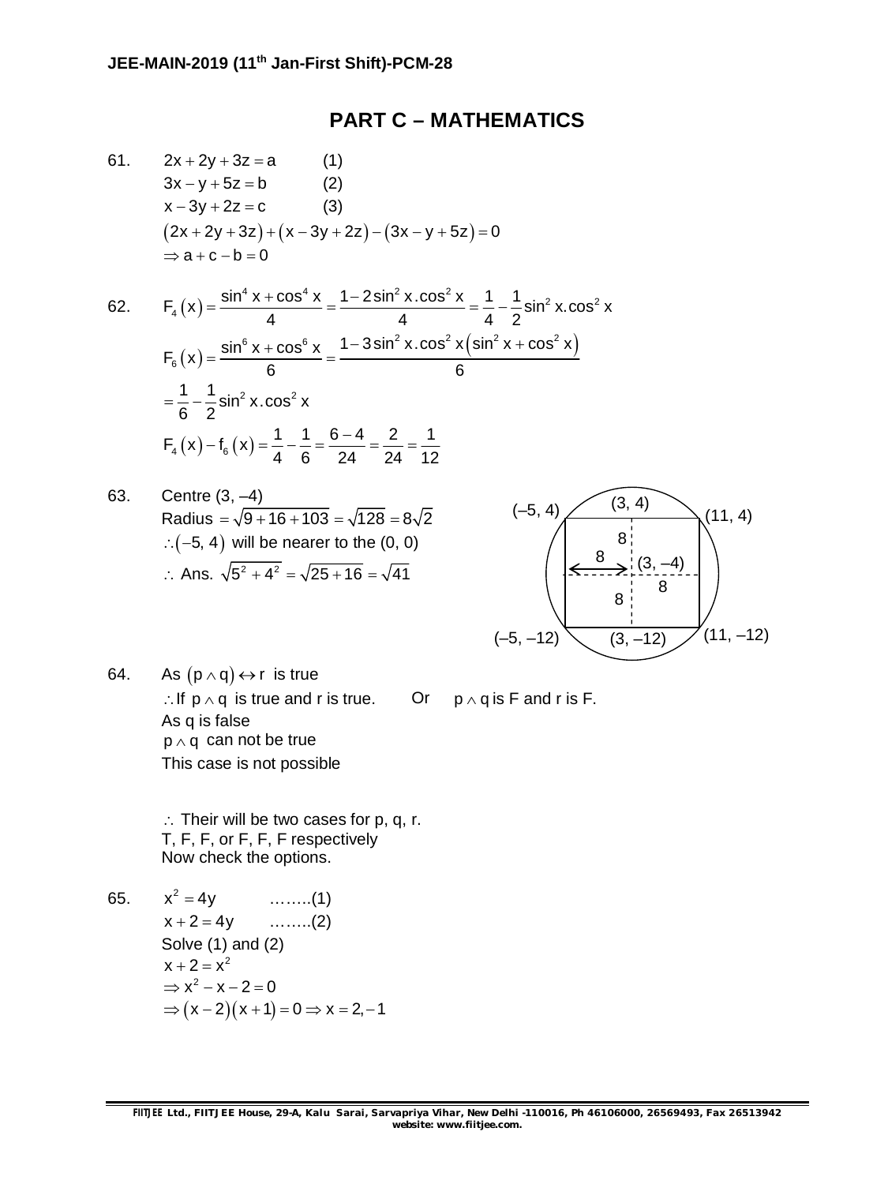## PART C – MATHEMATICS

61. $2x + 2y + 3z = a \quad (1)$

$3x - y + 5z = b \quad (2)$

$x - 3y + 2z = c \quad (3)$

$(2x + 2y + 3z) + (x - 3y + 2z) - (3x - y + 5z) = 0$

$\Rightarrow a + c - b = 0$

62. $F_4(x) = \dfrac{\sin^4 x + \cos^4 x}{4} = \dfrac{1 - 2\sin^2 x.\cos^2 x}{4} = \dfrac{1}{4} - \dfrac{1}{2}\sin^2 x.\cos^2 x$

$F_6(x) = \dfrac{\sin^6 x + \cos^6 x}{6} = \dfrac{1 - 3\sin^2 x.\cos^2 x(\sin^2 x + \cos^2 x)}{6}$

$= \dfrac{1}{6} - \dfrac{1}{2}\sin^2 x.\cos^2 x$

$F_4(x) - f_6(x) = \dfrac{1}{4} - \dfrac{1}{6} = \dfrac{6-4}{24} = \dfrac{2}{24} = \dfrac{1}{12}$

63. Centre (3, –4)

Radius $= \sqrt{9 + 16 + 103} = \sqrt{128} = 8\sqrt{2}$

$\therefore (-5, 4)$ will be nearer to the (0, 0)

$\therefore$ Ans. $\sqrt{5^2 + 4^2} = \sqrt{25 + 16} = \sqrt{41}$

(Figure: circle with centre (3, –4) and inscribed square with vertices (–5, 4), (11, 4), (–5, –12), (11, –12); points (3, 4), (3, –12) marked; distances 8 shown.)

64. As $(p \wedge q) \leftrightarrow r$ is true

$\therefore$ If $p \wedge q$ is true and r is true. Or $p \wedge q$ is F and r is F.

As q is false

$p \wedge q$ can not be true

This case is not possible

$\therefore$ Their will be two cases for p, q, r.

T, F, F, or F, F, F respectively

Now check the options.

65. $x^2 = 4y \quad \ldots\ldots(1)$

$x + 2 = 4y \quad \ldots\ldots(2)$

Solve (1) and (2)

$x + 2 = x^2$

$\Rightarrow x^2 - x - 2 = 0$

$\Rightarrow (x-2)(x+1) = 0 \Rightarrow x = 2, -1$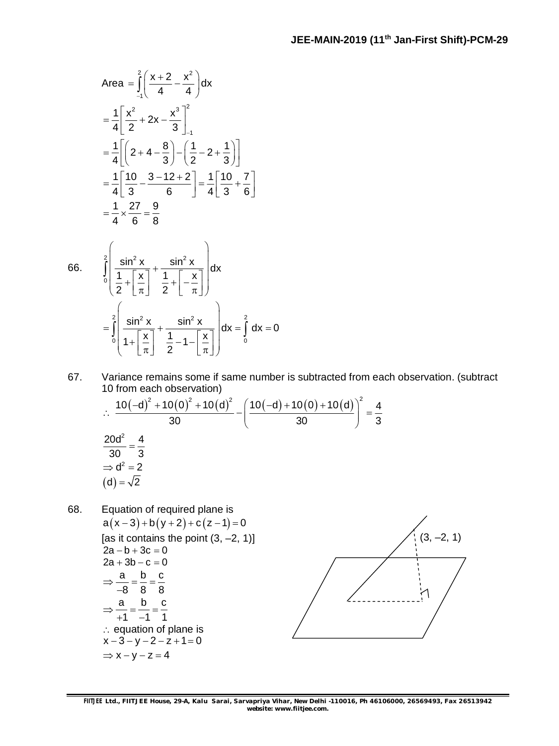$$\text{Area} = \int_{-1}^{2}\left(\frac{x+2}{4}-\frac{x^2}{4}\right)dx$$

$$= \frac{1}{4}\left[\frac{x^2}{2}+2x-\frac{x^3}{3}\right]_{-1}^{2}$$

$$= \frac{1}{4}\left[\left(2+4-\frac{8}{3}\right)-\left(\frac{1}{2}-2+\frac{1}{3}\right)\right]$$

$$= \frac{1}{4}\left[\frac{10}{3}-\frac{3-12+2}{6}\right] = \frac{1}{4}\left[\frac{10}{3}+\frac{7}{6}\right]$$

$$= \frac{1}{4}\times\frac{27}{6} = \frac{9}{8}$$

66. $$\int_0^2\left(\frac{\sin^2 x}{\frac{1}{2}+\left[\frac{x}{\pi}\right]}+\frac{\sin^2 x}{\frac{1}{2}+\left[-\frac{x}{\pi}\right]}\right)dx$$

$$= \int_0^2\left(\frac{\sin^2 x}{1+\left[\frac{x}{\pi}\right]}+\frac{\sin^2 x}{\frac{1}{2}-1-\left[\frac{x}{\pi}\right]}\right)dx = \int_0^2 dx = 0$$

67. Variance remains some if same number is subtracted from each observation. (subtract 10 from each observation)

$$\therefore\ \frac{10(-d)^2+10(0)^2+10(d)^2}{30}-\left(\frac{10(-d)+10(0)+10(d)}{30}\right)^2 = \frac{4}{3}$$

$$\frac{20d^2}{30} = \frac{4}{3}$$

$$\Rightarrow d^2 = 2$$

$$(d) = \sqrt{2}$$

68. Equation of required plane is

$a(x-3)+b(y+2)+c(z-1)=0$

[as it contains the point (3, –2, 1)]

$2a-b+3c=0$

$2a+3b-c=0$

$\Rightarrow \frac{a}{-8}=\frac{b}{8}=\frac{c}{8}$

$\Rightarrow \frac{a}{+1}=\frac{b}{-1}=\frac{c}{1}$

$\therefore$ equation of plane is

$x-3-y-2-z+1=0$

$\Rightarrow x-y-z=4$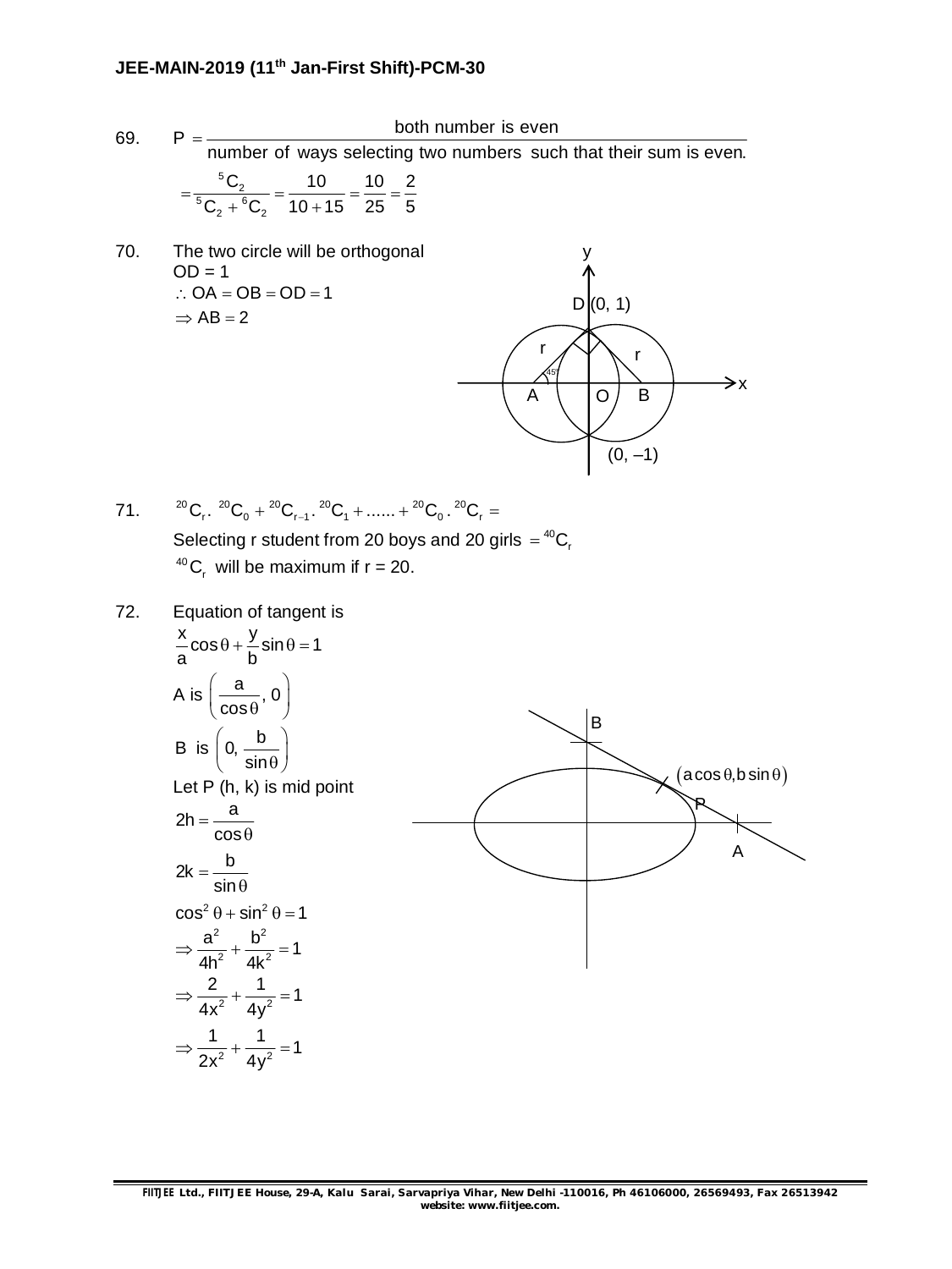69. $P = \dfrac{\text{both number is even}}{\text{number of ways selecting two numbers such that their sum is even.}}$

$$= \frac{{}^5C_2}{{}^5C_2 + {}^6C_2} = \frac{10}{10+15} = \frac{10}{25} = \frac{2}{5}$$

70. The two circle will be orthogonal

OD = 1

$\therefore OA = OB = OD = 1$

$\Rightarrow AB = 2$

71. ${}^{20}C_r \cdot {}^{20}C_0 + {}^{20}C_{r-1} \cdot {}^{20}C_1 + \ldots\ldots + {}^{20}C_0 \cdot {}^{20}C_r =$

Selecting r student from 20 boys and 20 girls $= {}^{40}C_r$

${}^{40}C_r$ will be maximum if r = 20.

72. Equation of tangent is

$$\frac{x}{a}\cos\theta + \frac{y}{b}\sin\theta = 1$$

A is $\left(\dfrac{a}{\cos\theta}, 0\right)$

B is $\left(0, \dfrac{b}{\sin\theta}\right)$

Let P (h, k) is mid point

$$2h = \frac{a}{\cos\theta}$$

$$2k = \frac{b}{\sin\theta}$$

$$\cos^2\theta + \sin^2\theta = 1$$

$$\Rightarrow \frac{a^2}{4h^2} + \frac{b^2}{4k^2} = 1$$

$$\Rightarrow \frac{2}{4x^2} + \frac{1}{4y^2} = 1$$

$$\Rightarrow \frac{1}{2x^2} + \frac{1}{4y^2} = 1$$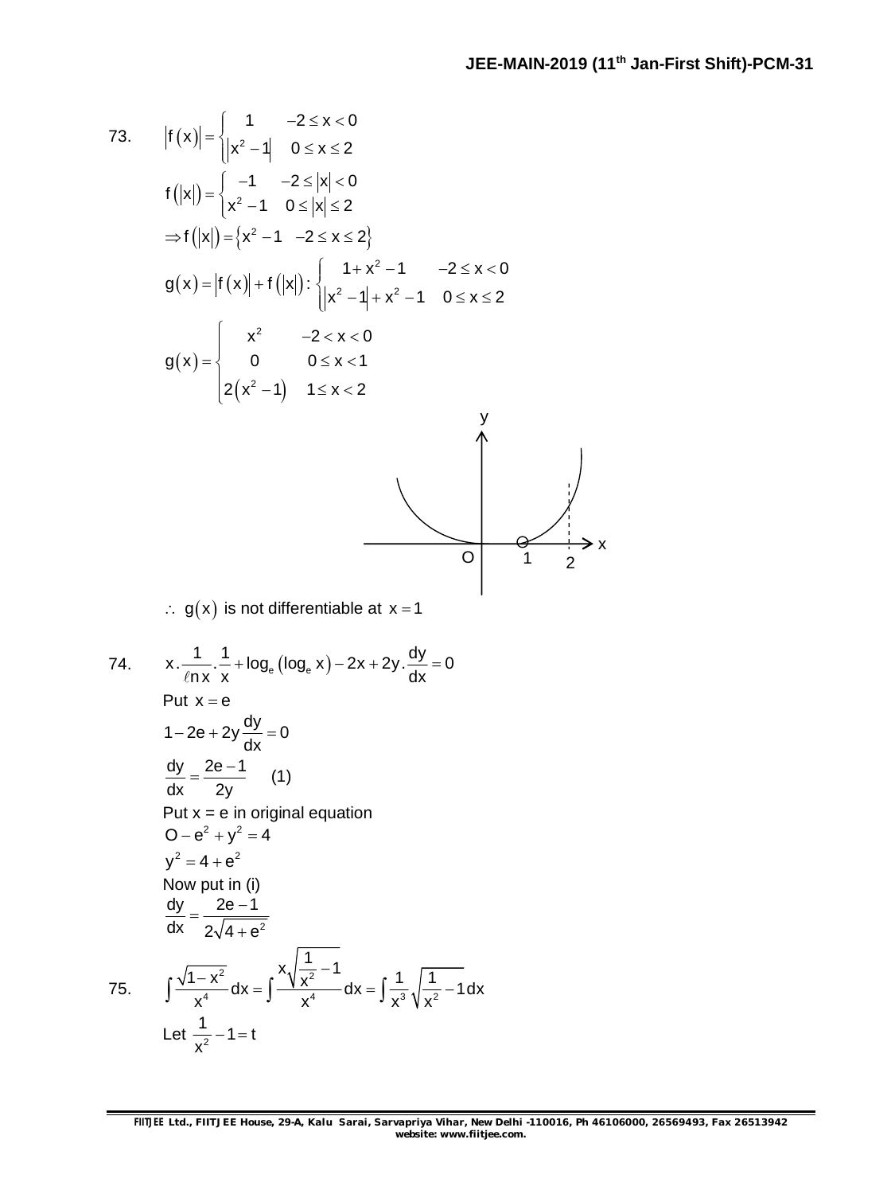73. $$|f(x)| = \begin{cases} 1 & -2 \le x < 0 \\ |x^2 - 1| & 0 \le x \le 2 \end{cases}$$

$$f(|x|) = \begin{cases} -1 & -2 \le |x| < 0 \\ x^2 - 1 & 0 \le |x| \le 2 \end{cases}$$

$$\Rightarrow f(|x|) = \{x^2 - 1 \quad -2 \le x \le 2\}$$

$$g(x) = |f(x)| + f(|x|) : \begin{cases} 1 + x^2 - 1 & -2 \le x < 0 \\ |x^2 - 1| + x^2 - 1 & 0 \le x \le 2 \end{cases}$$

$$g(x) = \begin{cases} x^2 & -2 < x < 0 \\ 0 & 0 \le x < 1 \\ 2(x^2 - 1) & 1 \le x < 2 \end{cases}$$

$\therefore$ $g(x)$ is not differentiable at $x = 1$

74. $$x \cdot \frac{1}{\ell n x} \cdot \frac{1}{x} + \log_e(\log_e x) - 2x + 2y \cdot \frac{dy}{dx} = 0$$

Put $x = e$

$$1 - 2e + 2y\frac{dy}{dx} = 0$$

$$\frac{dy}{dx} = \frac{2e - 1}{2y} \quad (1)$$

Put x = e in original equation

$$O - e^2 + y^2 = 4$$

$$y^2 = 4 + e^2$$

Now put in (i)

$$\frac{dy}{dx} = \frac{2e - 1}{2\sqrt{4 + e^2}}$$

75. $$\int \frac{\sqrt{1 - x^2}}{x^4} dx = \int \frac{x\sqrt{\frac{1}{x^2} - 1}}{x^4} dx = \int \frac{1}{x^3}\sqrt{\frac{1}{x^2} - 1}\, dx$$

Let $\frac{1}{x^2} - 1 = t$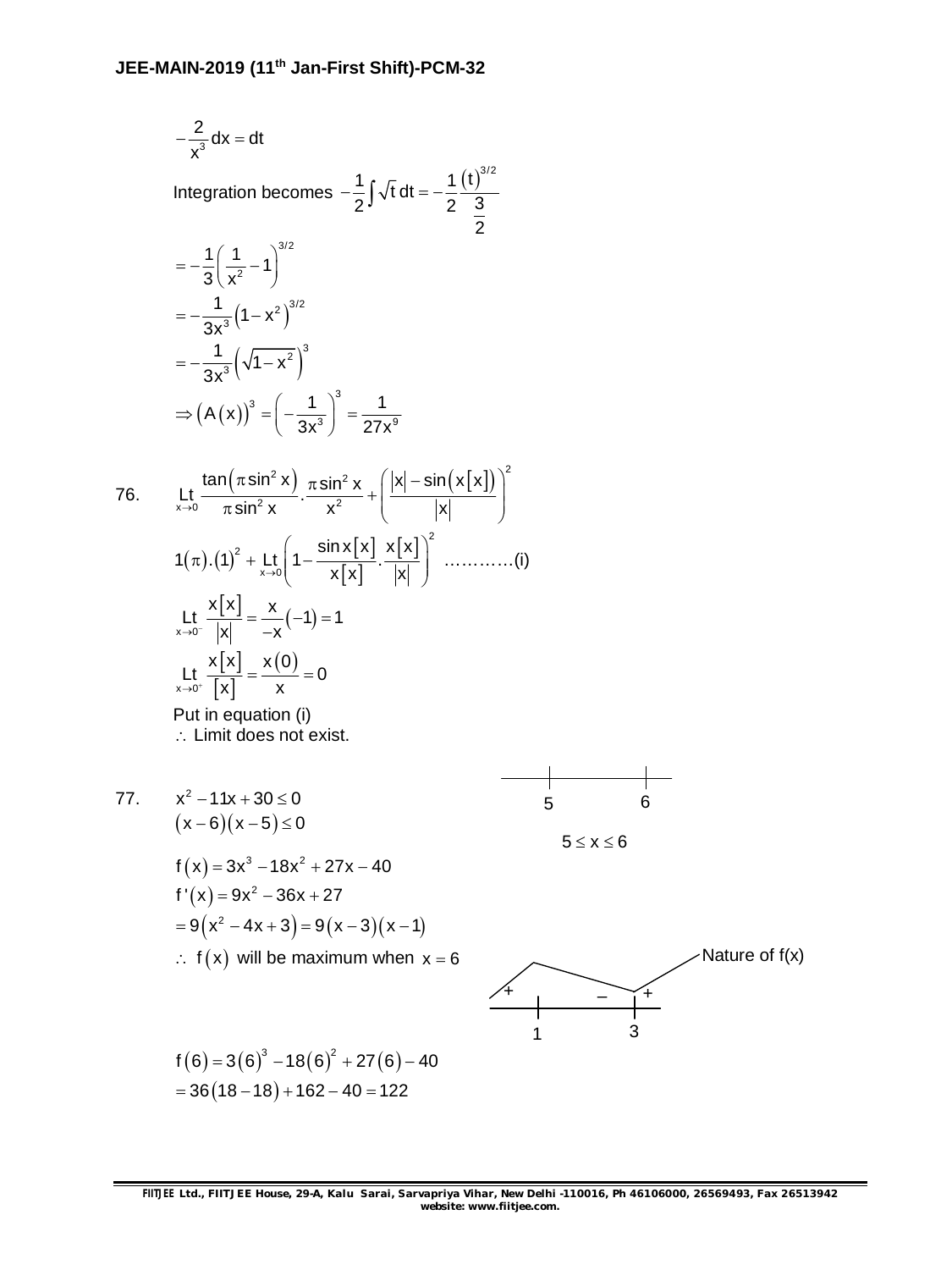$$-\frac{2}{x^3}dx = dt$$

Integration becomes $-\frac{1}{2}\int \sqrt{t}\,dt = -\frac{1}{2}\frac{(t)^{3/2}}{\frac{3}{2}}$

$$= -\frac{1}{3}\left(\frac{1}{x^2}-1\right)^{3/2}$$

$$= -\frac{1}{3x^3}\left(1-x^2\right)^{3/2}$$

$$= -\frac{1}{3x^3}\left(\sqrt{1-x^2}\right)^3$$

$$\Rightarrow (A(x))^3 = \left(-\frac{1}{3x^3}\right)^3 = \frac{1}{27x^9}$$

76. $$\underset{x\to 0}{\text{Lt}}\ \frac{\tan(\pi \sin^2 x)}{\pi \sin^2 x}\cdot\frac{\pi \sin^2 x}{x^2} + \left(\frac{|x| - \sin(x[x])}{|x|}\right)^2$$

$$1(\pi).(1)^2 + \underset{x\to 0}{\text{Lt}}\left(1 - \frac{\sin x[x]}{x[x]}\cdot\frac{x[x]}{|x|}\right)^2 \quad \ldots\ldots\ldots\text{(i)}$$

$$\underset{x\to 0^-}{\text{Lt}}\ \frac{x[x]}{|x|} = \frac{x}{-x}(-1) = 1$$

$$\underset{x\to 0^+}{\text{Lt}}\ \frac{x[x]}{[x]} = \frac{x(0)}{x} = 0$$

Put in equation (i)

$\therefore$ Limit does not exist.

77. $x^2 - 11x + 30 \le 0$

$(x-6)(x-5) \le 0$

$5 \le x \le 6$

$f(x) = 3x^3 - 18x^2 + 27x - 40$

$f'(x) = 9x^2 - 36x + 27$

$= 9(x^2 - 4x + 3) = 9(x-3)(x-1)$

$\therefore$ $f(x)$ will be maximum when $x = 6$

Nature of f(x): + (before 1), – (between 1 and 3), + (after 3)

$f(6) = 3(6)^3 - 18(6)^2 + 27(6) - 40$

$= 36(18-18) + 162 - 40 = 122$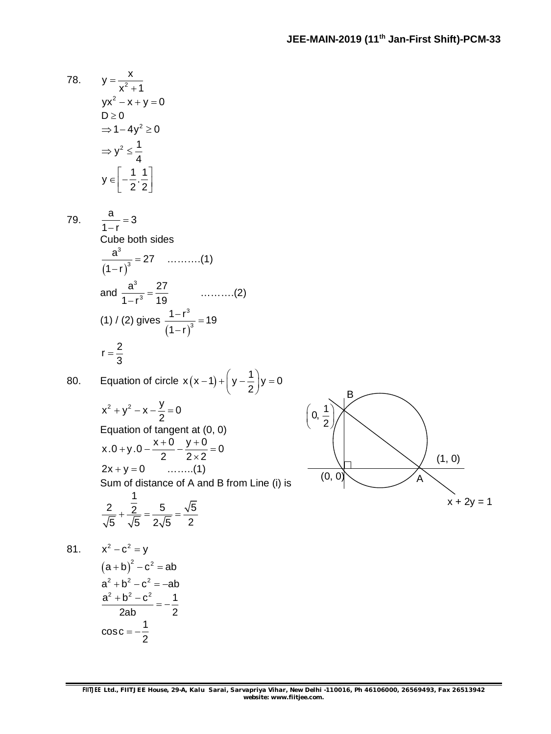78. $y = \dfrac{x}{x^2 + 1}$

$yx^2 - x + y = 0$

$D \geq 0$

$\Rightarrow 1 - 4y^2 \geq 0$

$\Rightarrow y^2 \leq \dfrac{1}{4}$

$y \in \left[ -\dfrac{1}{2}, \dfrac{1}{2} \right]$

79. $\dfrac{a}{1-r} = 3$

Cube both sides

$\dfrac{a^3}{(1-r)^3} = 27$ ……….(1)

and $\dfrac{a^3}{1-r^3} = \dfrac{27}{19}$ ……….(2)

(1) / (2) gives $\dfrac{1-r^3}{(1-r)^3} = 19$

$r = \dfrac{2}{3}$

80. Equation of circle $x(x-1) + \left(y - \dfrac{1}{2}\right)y = 0$

$x^2 + y^2 - x - \dfrac{y}{2} = 0$

Equation of tangent at (0, 0)

$x.0 + y.0 - \dfrac{x+0}{2} - \dfrac{y+0}{2 \times 2} = 0$

$2x + y = 0$ ……..(1)

Sum of distance of A and B from Line (i) is

$\dfrac{2}{\sqrt{5}} + \dfrac{\frac{1}{2}}{\sqrt{5}} = \dfrac{5}{2\sqrt{5}} = \dfrac{\sqrt{5}}{2}$

81. $x^2 - c^2 = y$

$(a+b)^2 - c^2 = ab$

$a^2 + b^2 - c^2 = -ab$

$\dfrac{a^2 + b^2 - c^2}{2ab} = -\dfrac{1}{2}$

$\cos c = -\dfrac{1}{2}$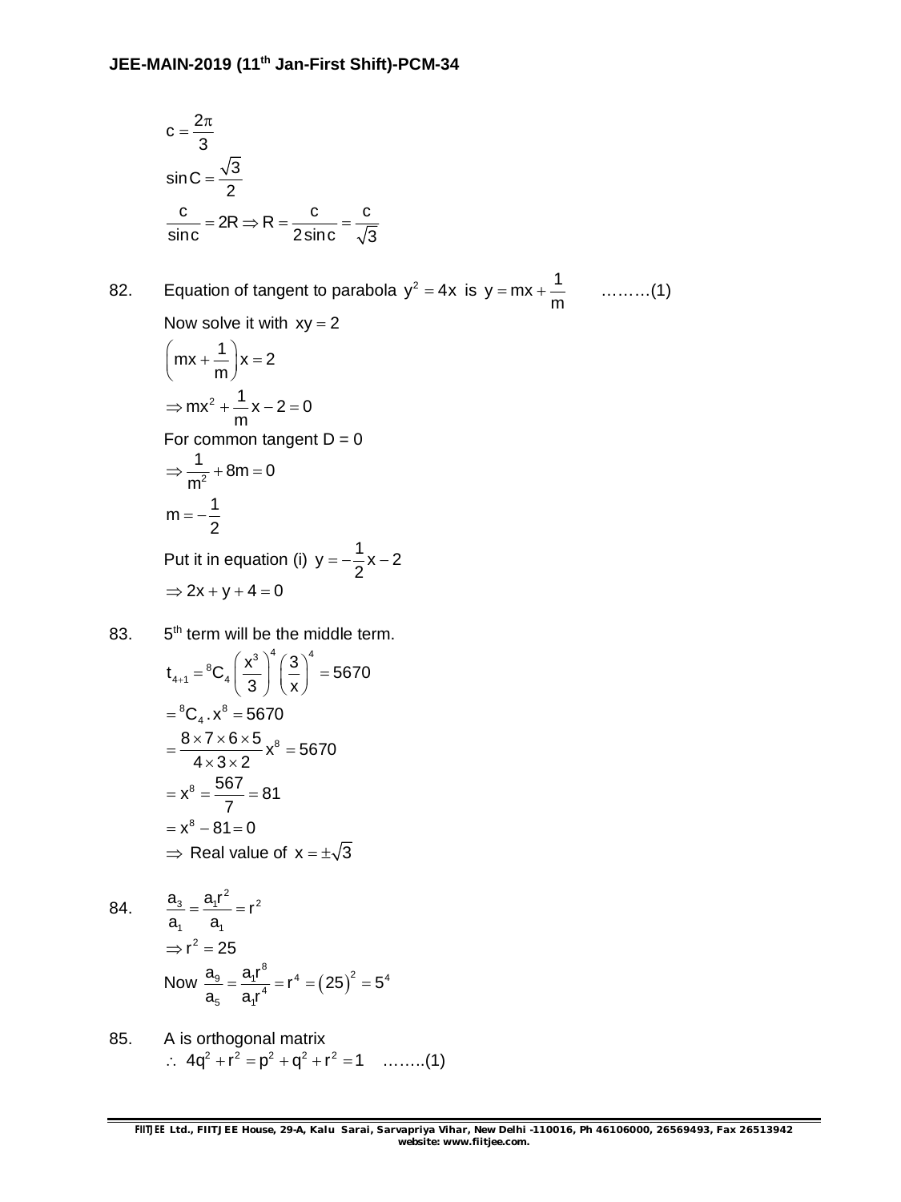$$c = \frac{2\pi}{3}$$

$$\sin C = \frac{\sqrt{3}}{2}$$

$$\frac{c}{\sin c} = 2R \Rightarrow R = \frac{c}{2\sin c} = \frac{c}{\sqrt{3}}$$

82. Equation of tangent to parabola $y^2 = 4x$ is $y = mx + \frac{1}{m}$ ………(1)

Now solve it with $xy = 2$

$$\left(mx + \frac{1}{m}\right)x = 2$$

$$\Rightarrow mx^2 + \frac{1}{m}x - 2 = 0$$

For common tangent D = 0

$$\Rightarrow \frac{1}{m^2} + 8m = 0$$

$$m = -\frac{1}{2}$$

Put it in equation (i) $y = -\frac{1}{2}x - 2$

$$\Rightarrow 2x + y + 4 = 0$$

83. 5th term will be the middle term.

$$t_{4+1} = {}^8C_4\left(\frac{x^3}{3}\right)^4\left(\frac{3}{x}\right)^4 = 5670$$

$$= {}^8C_4 . x^8 = 5670$$

$$= \frac{8\times7\times6\times5}{4\times3\times2}x^8 = 5670$$

$$= x^8 = \frac{567}{7} = 81$$

$$= x^8 - 81 = 0$$

$\Rightarrow$ Real value of $x = \pm\sqrt{3}$

84. $\frac{a_3}{a_1} = \frac{a_1r^2}{a_1} = r^2$

$$\Rightarrow r^2 = 25$$

Now $\frac{a_9}{a_5} = \frac{a_1r^8}{a_1r^4} = r^4 = (25)^2 = 5^4$

85. A is orthogonal matrix

$\therefore\ 4q^2 + r^2 = p^2 + q^2 + r^2 = 1$ ……..(1)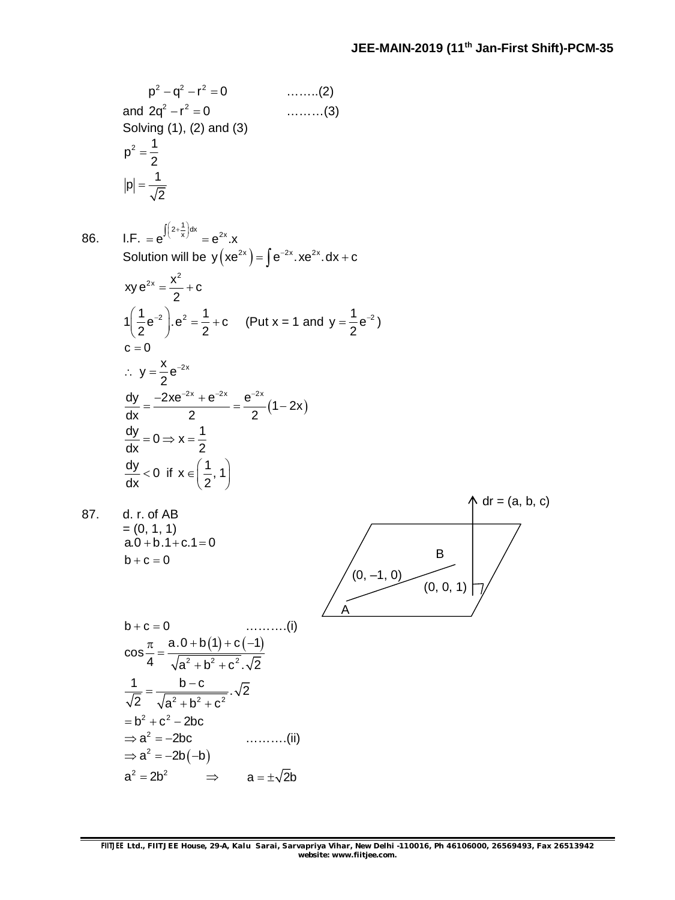$$p^2 - q^2 - r^2 = 0 \qquad \text{……..(2)}$$

and $2q^2 - r^2 = 0$ ………(3)

Solving (1), (2) and (3)

$$p^2 = \frac{1}{2}$$

$$|p| = \frac{1}{\sqrt{2}}$$

86. I.F. $= e^{\int\left(2+\frac{1}{x}\right)dx} = e^{2x}.x$

Solution will be $y\left(xe^{2x}\right) = \int e^{-2x}.xe^{2x}.dx + c$

$$xy\,e^{2x} = \frac{x^2}{2} + c$$

$$1\left(\frac{1}{2}e^{-2}\right).e^2 = \frac{1}{2} + c \quad \text{(Put } x = 1 \text{ and } y = \frac{1}{2}e^{-2}\text{)}$$

$$c = 0$$

$$\therefore\ y = \frac{x}{2}e^{-2x}$$

$$\frac{dy}{dx} = \frac{-2xe^{-2x} + e^{-2x}}{2} = \frac{e^{-2x}}{2}(1-2x)$$

$$\frac{dy}{dx} = 0 \Rightarrow x = \frac{1}{2}$$

$$\frac{dy}{dx} < 0 \text{ if } x \in \left(\frac{1}{2}, 1\right)$$

87. d. r. of AB
$= (0, 1, 1)$

$$a.0 + b.1 + c.1 = 0$$

$$b + c = 0$$

dr = (a, b, c)

B

(0, –1, 0)

(0, 0, 1)

A

$$b + c = 0 \qquad \text{……….(i)}$$

$$\cos\frac{\pi}{4} = \frac{a.0 + b(1) + c(-1)}{\sqrt{a^2+b^2+c^2}.\sqrt{2}}$$

$$\frac{1}{\sqrt{2}} = \frac{b-c}{\sqrt{a^2+b^2+c^2}}.\sqrt{2}$$

$$= b^2 + c^2 - 2bc$$

$$\Rightarrow a^2 = -2bc \qquad \text{……….(ii)}$$

$$\Rightarrow a^2 = -2b(-b)$$

$$a^2 = 2b^2 \quad \Rightarrow \quad a = \pm\sqrt{2}b$$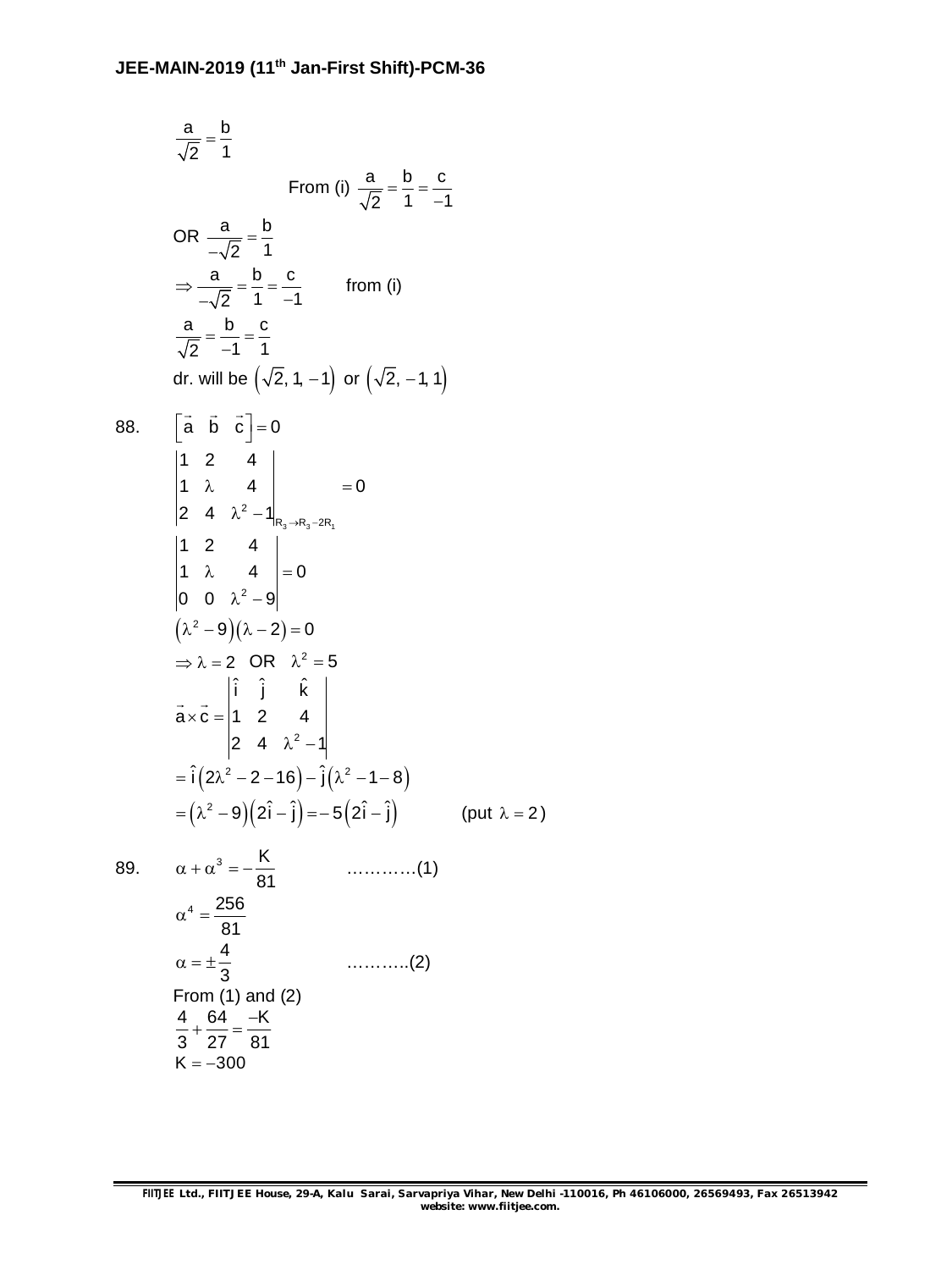$$\frac{a}{\sqrt{2}} = \frac{b}{1}$$

From (i) $\frac{a}{\sqrt{2}} = \frac{b}{1} = \frac{c}{-1}$

OR $\frac{a}{-\sqrt{2}} = \frac{b}{1}$

$\Rightarrow \frac{a}{-\sqrt{2}} = \frac{b}{1} = \frac{c}{-1}$ from (i)

$\frac{a}{\sqrt{2}} = \frac{b}{-1} = \frac{c}{1}$

dr. will be $\left(\sqrt{2}, 1, -1\right)$ or $\left(\sqrt{2}, -1, 1\right)$

88. $\left[\vec{a}\ \ \vec{b}\ \ \vec{c}\right] = 0$

$$\begin{vmatrix} 1 & 2 & 4 \\ 1 & \lambda & 4 \\ 2 & 4 & \lambda^2 - 1 \end{vmatrix}_{R_3 \to R_3 - 2R_1} = 0$$

$$\begin{vmatrix} 1 & 2 & 4 \\ 1 & \lambda & 4 \\ 0 & 0 & \lambda^2 - 9 \end{vmatrix} = 0$$

$\left(\lambda^2 - 9\right)\left(\lambda - 2\right) = 0$

$\Rightarrow \lambda = 2$ OR $\lambda^2 = 5$

$$\vec{a} \times \vec{c} = \begin{vmatrix} \hat{i} & \hat{j} & \hat{k} \\ 1 & 2 & 4 \\ 2 & 4 & \lambda^2 - 1 \end{vmatrix}$$

$= \hat{i}\left(2\lambda^2 - 2 - 16\right) - \hat{j}\left(\lambda^2 - 1 - 8\right)$

$= \left(\lambda^2 - 9\right)\left(2\hat{i} - \hat{j}\right) = -5\left(2\hat{i} - \hat{j}\right)$ (put $\lambda = 2$)

89. $\alpha + \alpha^3 = -\frac{K}{81}$ …………(1)

$\alpha^4 = \frac{256}{81}$

$\alpha = \pm\frac{4}{3}$ ………..(2)

From (1) and (2)

$\frac{4}{3} + \frac{64}{27} = \frac{-K}{81}$

$K = -300$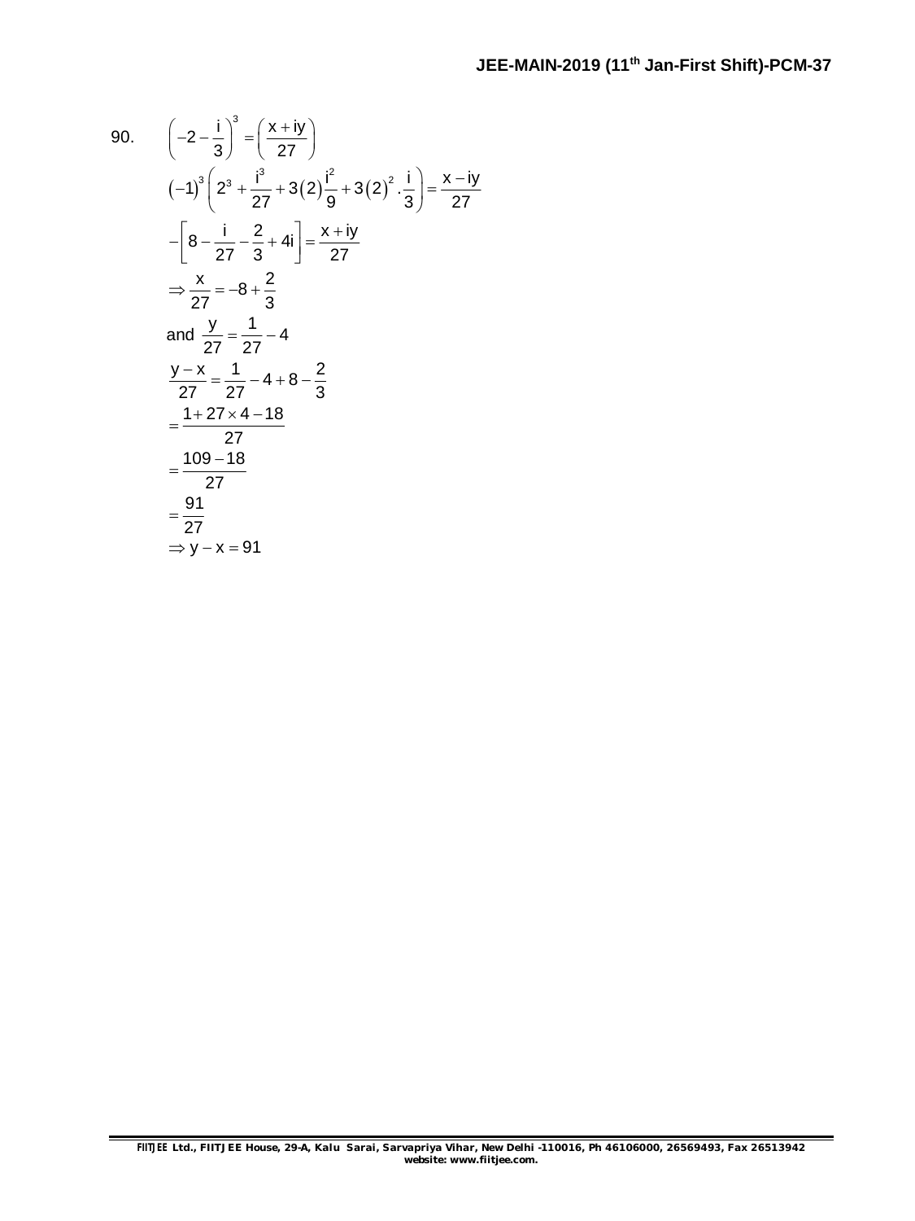90. $\left(-2-\dfrac{i}{3}\right)^3 = \left(\dfrac{x+iy}{27}\right)$

$$(-1)^3\left(2^3+\frac{i^3}{27}+3(2)\frac{i^2}{9}+3(2)^2.\frac{i}{3}\right)=\frac{x-iy}{27}$$

$$-\left[8-\frac{i}{27}-\frac{2}{3}+4i\right]=\frac{x+iy}{27}$$

$$\Rightarrow \frac{x}{27}=-8+\frac{2}{3}$$

and $\dfrac{y}{27}=\dfrac{1}{27}-4$

$$\frac{y-x}{27}=\frac{1}{27}-4+8-\frac{2}{3}$$

$$=\frac{1+27\times 4-18}{27}$$

$$=\frac{109-18}{27}$$

$$=\frac{91}{27}$$

$$\Rightarrow y-x=91$$